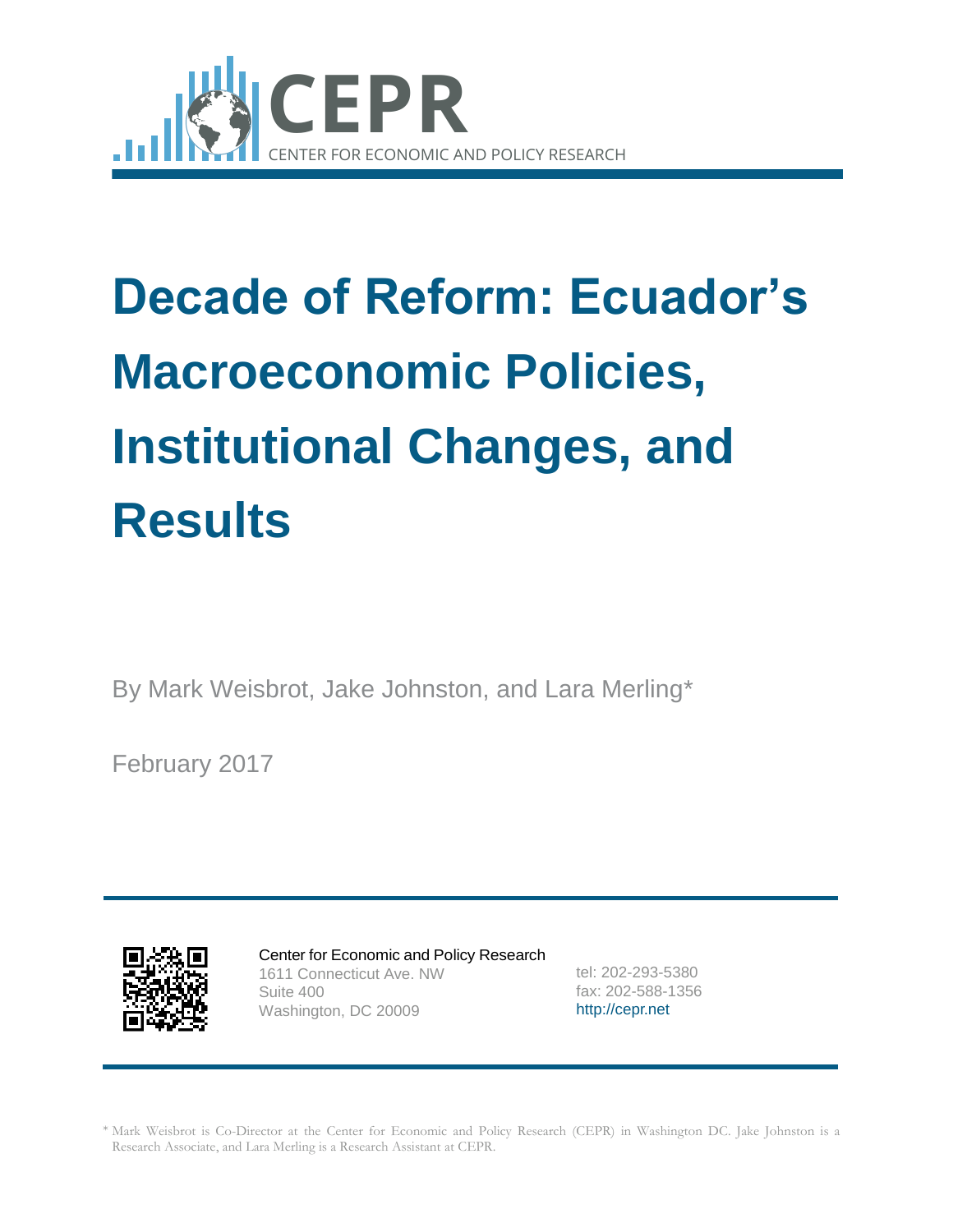CEPR

CENTER FOR ECONOMIC AND POLICY RESEARCH

# Decade of Reform: Ecuador's Macroeconomic Policies, Institutional Changes, and Results

By Mark Weisbrot, Jake Johnston, and Lara Merling*

February 2017

Center for Economic and Policy Research
1611 Connecticut Ave. NW
Suite 400
Washington, DC 20009

tel: 202-293-5380
fax: 202-588-1356
http://cepr.net

* Mark Weisbrot is Co-Director at the Center for Economic and Policy Research (CEPR) in Washington DC. Jake Johnston is a Research Associate, and Lara Merling is a Research Assistant at CEPR.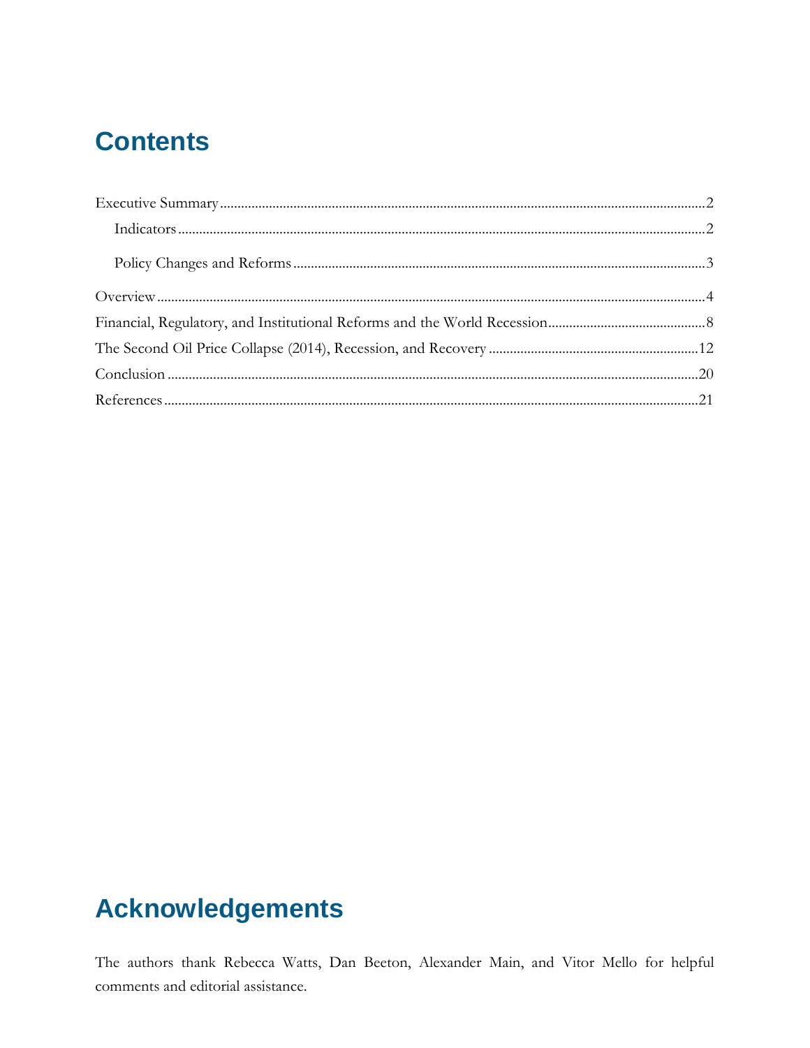# Contents

Executive Summary ........................................................................................................................2

Indicators ....................................................................................................................................2

Policy Changes and Reforms ......................................................................................................3

Overview ..........................................................................................................................................4

Financial, Regulatory, and Institutional Reforms and the World Recession.............................................8

The Second Oil Price Collapse (2014), Recession, and Recovery ..........................................................12

Conclusion ......................................................................................................................................20

References ......................................................................................................................................21

# Acknowledgements

The authors thank Rebecca Watts, Dan Beeton, Alexander Main, and Vitor Mello for helpful comments and editorial assistance.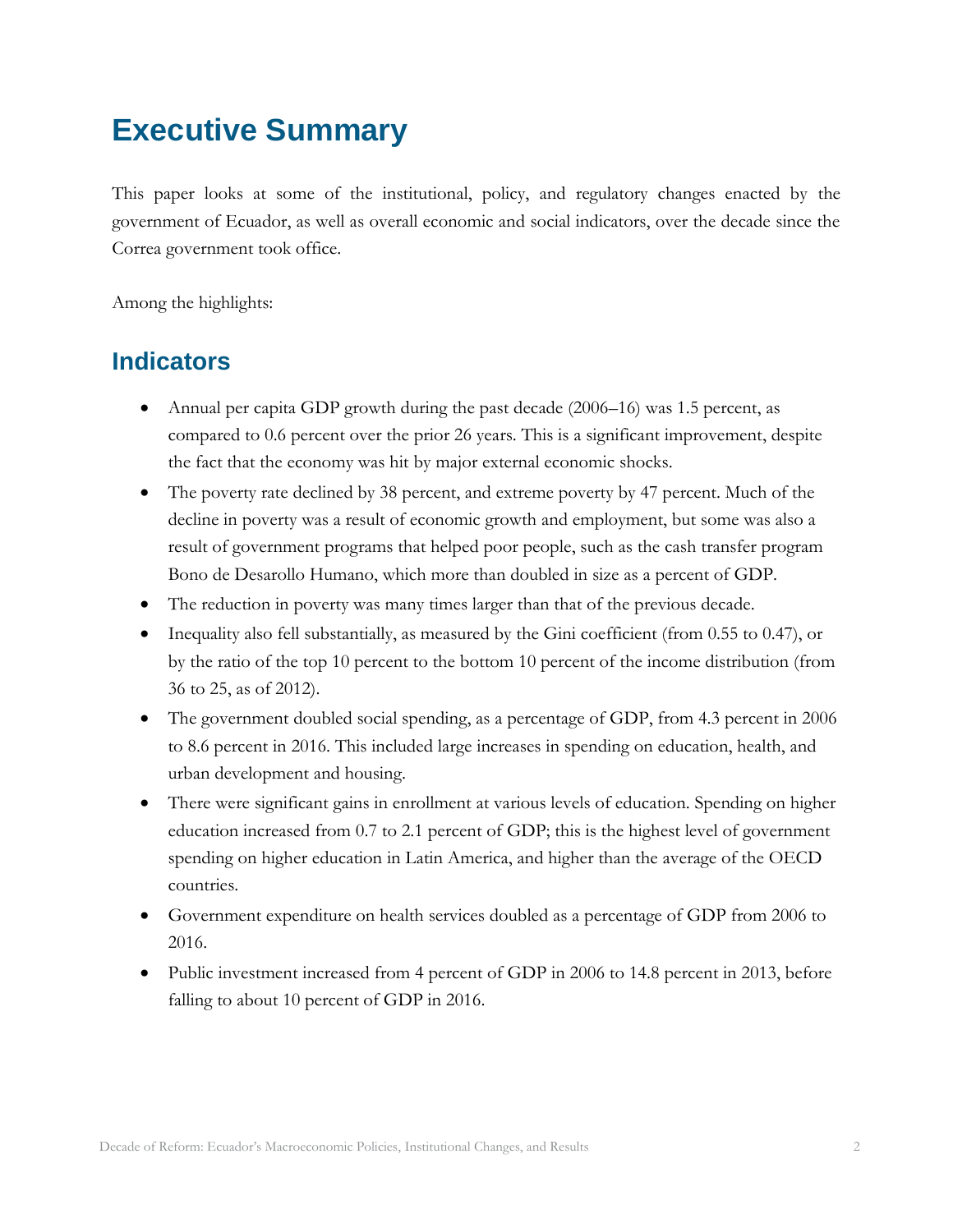# Executive Summary

This paper looks at some of the institutional, policy, and regulatory changes enacted by the government of Ecuador, as well as overall economic and social indicators, over the decade since the Correa government took office.

Among the highlights:

## Indicators

- Annual per capita GDP growth during the past decade (2006–16) was 1.5 percent, as compared to 0.6 percent over the prior 26 years. This is a significant improvement, despite the fact that the economy was hit by major external economic shocks.
- The poverty rate declined by 38 percent, and extreme poverty by 47 percent. Much of the decline in poverty was a result of economic growth and employment, but some was also a result of government programs that helped poor people, such as the cash transfer program Bono de Desarollo Humano, which more than doubled in size as a percent of GDP.
- The reduction in poverty was many times larger than that of the previous decade.
- Inequality also fell substantially, as measured by the Gini coefficient (from 0.55 to 0.47), or by the ratio of the top 10 percent to the bottom 10 percent of the income distribution (from 36 to 25, as of 2012).
- The government doubled social spending, as a percentage of GDP, from 4.3 percent in 2006 to 8.6 percent in 2016. This included large increases in spending on education, health, and urban development and housing.
- There were significant gains in enrollment at various levels of education. Spending on higher education increased from 0.7 to 2.1 percent of GDP; this is the highest level of government spending on higher education in Latin America, and higher than the average of the OECD countries.
- Government expenditure on health services doubled as a percentage of GDP from 2006 to 2016.
- Public investment increased from 4 percent of GDP in 2006 to 14.8 percent in 2013, before falling to about 10 percent of GDP in 2016.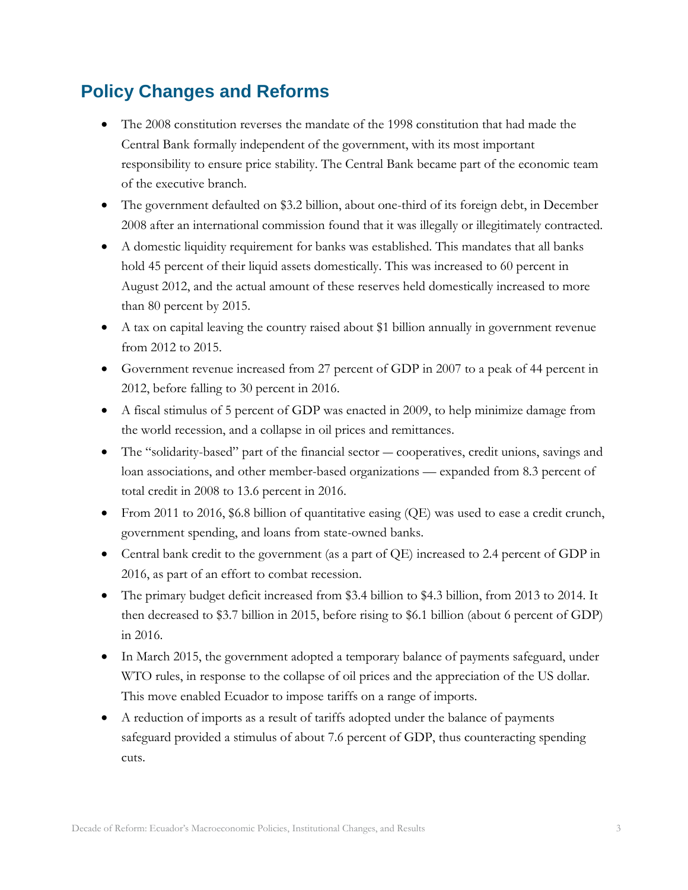## Policy Changes and Reforms

- The 2008 constitution reverses the mandate of the 1998 constitution that had made the Central Bank formally independent of the government, with its most important responsibility to ensure price stability. The Central Bank became part of the economic team of the executive branch.
- The government defaulted on $3.2 billion, about one-third of its foreign debt, in December 2008 after an international commission found that it was illegally or illegitimately contracted.
- A domestic liquidity requirement for banks was established. This mandates that all banks hold 45 percent of their liquid assets domestically. This was increased to 60 percent in August 2012, and the actual amount of these reserves held domestically increased to more than 80 percent by 2015.
- A tax on capital leaving the country raised about $1 billion annually in government revenue from 2012 to 2015.
- Government revenue increased from 27 percent of GDP in 2007 to a peak of 44 percent in 2012, before falling to 30 percent in 2016.
- A fiscal stimulus of 5 percent of GDP was enacted in 2009, to help minimize damage from the world recession, and a collapse in oil prices and remittances.
- The "solidarity-based" part of the financial sector — cooperatives, credit unions, savings and loan associations, and other member-based organizations — expanded from 8.3 percent of total credit in 2008 to 13.6 percent in 2016.
- From 2011 to 2016, $6.8 billion of quantitative easing (QE) was used to ease a credit crunch, government spending, and loans from state-owned banks.
- Central bank credit to the government (as a part of QE) increased to 2.4 percent of GDP in 2016, as part of an effort to combat recession.
- The primary budget deficit increased from $3.4 billion to $4.3 billion, from 2013 to 2014. It then decreased to $3.7 billion in 2015, before rising to $6.1 billion (about 6 percent of GDP) in 2016.
- In March 2015, the government adopted a temporary balance of payments safeguard, under WTO rules, in response to the collapse of oil prices and the appreciation of the US dollar. This move enabled Ecuador to impose tariffs on a range of imports.
- A reduction of imports as a result of tariffs adopted under the balance of payments safeguard provided a stimulus of about 7.6 percent of GDP, thus counteracting spending cuts.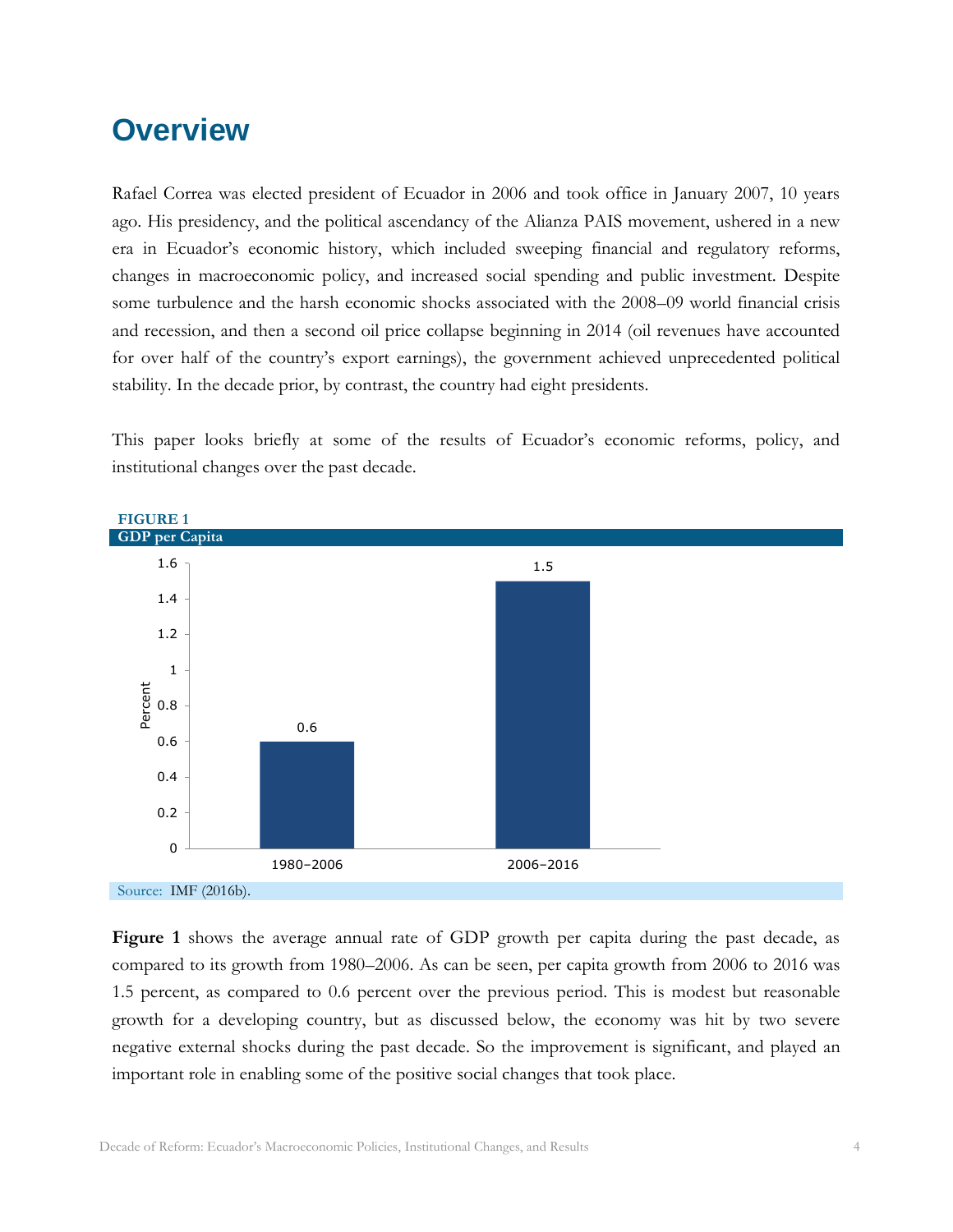# Overview

Rafael Correa was elected president of Ecuador in 2006 and took office in January 2007, 10 years ago. His presidency, and the political ascendancy of the Alianza PAIS movement, ushered in a new era in Ecuador's economic history, which included sweeping financial and regulatory reforms, changes in macroeconomic policy, and increased social spending and public investment. Despite some turbulence and the harsh economic shocks associated with the 2008–09 world financial crisis and recession, and then a second oil price collapse beginning in 2014 (oil revenues have accounted for over half of the country's export earnings), the government achieved unprecedented political stability. In the decade prior, by contrast, the country had eight presidents.

This paper looks briefly at some of the results of Ecuador's economic reforms, policy, and institutional changes over the past decade.

**FIGURE 1**
**GDP per Capita**

| Period | Percent |
|---|---|
| 1980–2006 | 0.6 |
| 2006–2016 | 1.5 |

Source: IMF (2016b).

**Figure 1** shows the average annual rate of GDP growth per capita during the past decade, as compared to its growth from 1980–2006. As can be seen, per capita growth from 2006 to 2016 was 1.5 percent, as compared to 0.6 percent over the previous period. This is modest but reasonable growth for a developing country, but as discussed below, the economy was hit by two severe negative external shocks during the past decade. So the improvement is significant, and played an important role in enabling some of the positive social changes that took place.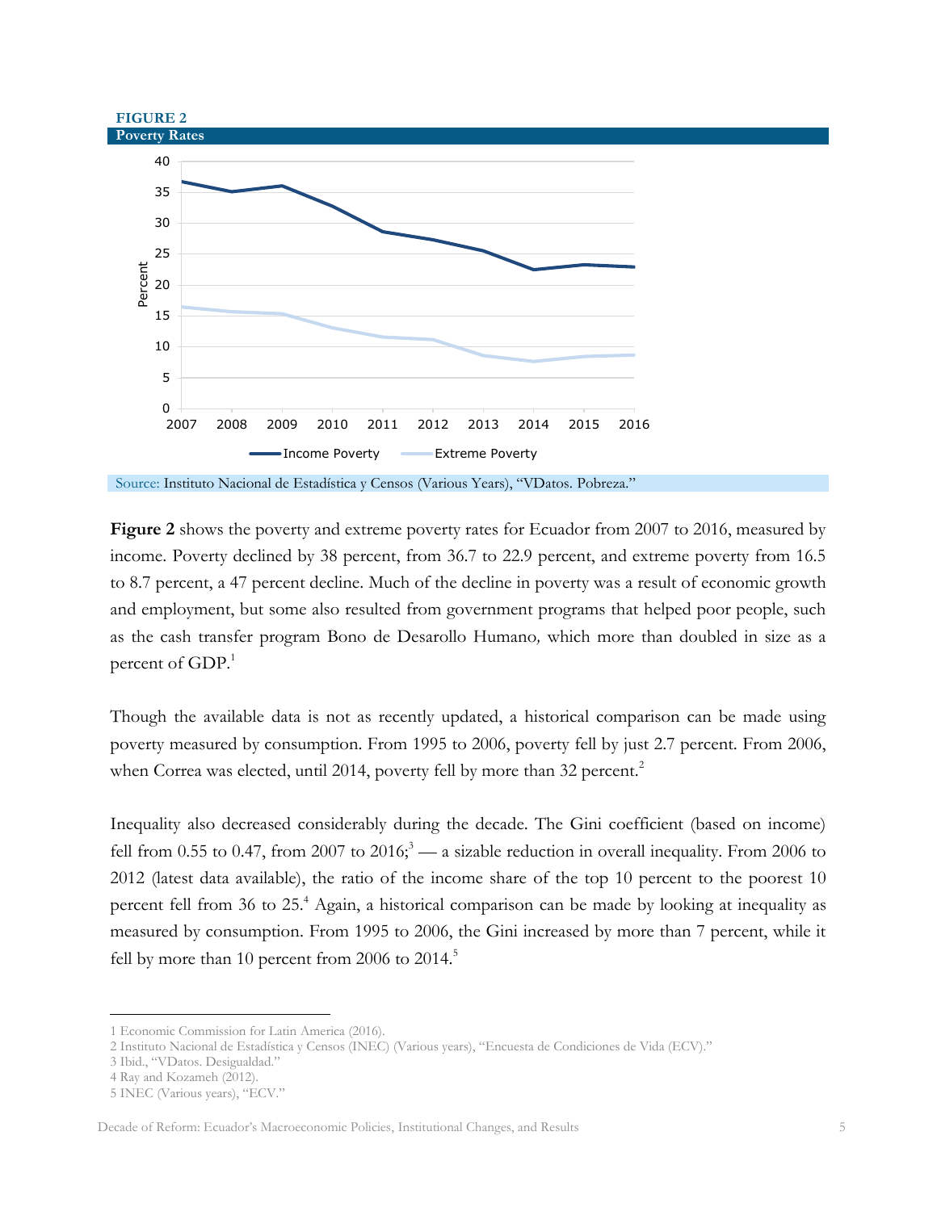**FIGURE 2**

**Poverty Rates**

Source: Instituto Nacional de Estadística y Censos (Various Years), "VDatos. Pobreza."

**Figure 2** shows the poverty and extreme poverty rates for Ecuador from 2007 to 2016, measured by income. Poverty declined by 38 percent, from 36.7 to 22.9 percent, and extreme poverty from 16.5 to 8.7 percent, a 47 percent decline. Much of the decline in poverty was a result of economic growth and employment, but some also resulted from government programs that helped poor people, such as the cash transfer program Bono de Desarollo Humano*,* which more than doubled in size as a percent of GDP.[1]

Though the available data is not as recently updated, a historical comparison can be made using poverty measured by consumption. From 1995 to 2006, poverty fell by just 2.7 percent. From 2006, when Correa was elected, until 2014, poverty fell by more than 32 percent.[2]

Inequality also decreased considerably during the decade. The Gini coefficient (based on income) fell from 0.55 to 0.47, from 2007 to 2016;[3] — a sizable reduction in overall inequality. From 2006 to 2012 (latest data available), the ratio of the income share of the top 10 percent to the poorest 10 percent fell from 36 to 25.[4] Again, a historical comparison can be made by looking at inequality as measured by consumption. From 1995 to 2006, the Gini increased by more than 7 percent, while it fell by more than 10 percent from 2006 to 2014.[5]

---

1 Economic Commission for Latin America (2016).

2 Instituto Nacional de Estadística y Censos (INEC) (Various years), "Encuesta de Condiciones de Vida (ECV)."

3 Ibid., "VDatos. Desigualdad."

4 Ray and Kozameh (2012).

5 INEC (Various years), "ECV."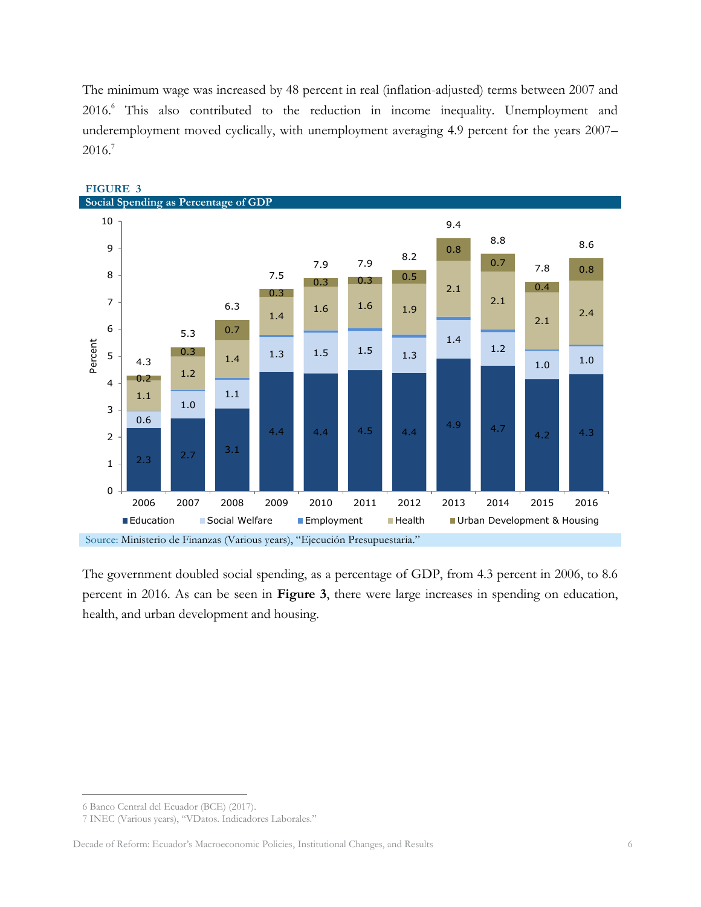The minimum wage was increased by 48 percent in real (inflation-adjusted) terms between 2007 and 2016.[6] This also contributed to the reduction in income inequality. Unemployment and underemployment moved cyclically, with unemployment averaging 4.9 percent for the years 2007–2016.[7]

**FIGURE 3**

**Social Spending as Percentage of GDP**

| Year | Education | Social Welfare | Employment | Health | Urban Development & Housing | Total |
|---|---|---|---|---|---|---|
| 2006 | 2.3 | 0.6 | | 1.1 | 0.2 | 4.3 |
| 2007 | 2.7 | 1.0 | | 1.2 | 0.3 | 5.3 |
| 2008 | 3.1 | 1.1 | | 1.4 | 0.7 | 6.3 |
| 2009 | 4.4 | 1.3 | | 1.4 | 0.3 | 7.5 |
| 2010 | 4.4 | 1.5 | | 1.6 | 0.3 | 7.9 |
| 2011 | 4.5 | 1.5 | | 1.6 | 0.3 | 7.9 |
| 2012 | 4.4 | 1.3 | | 1.9 | 0.5 | 8.2 |
| 2013 | 4.9 | 1.4 | | 2.1 | 0.8 | 9.4 |
| 2014 | 4.7 | 1.2 | | 2.1 | 0.7 | 8.8 |
| 2015 | 4.2 | 1.0 | | 2.1 | 0.4 | 7.8 |
| 2016 | 4.3 | 1.0 | | 2.4 | 0.8 | 8.6 |

Source: Ministerio de Finanzas (Various years), "Ejecución Presupuestaria."

The government doubled social spending, as a percentage of GDP, from 4.3 percent in 2006, to 8.6 percent in 2016. As can be seen in **Figure 3**, there were large increases in spending on education, health, and urban development and housing.

6 Banco Central del Ecuador (BCE) (2017).

7 INEC (Various years), "VDatos. Indicadores Laborales."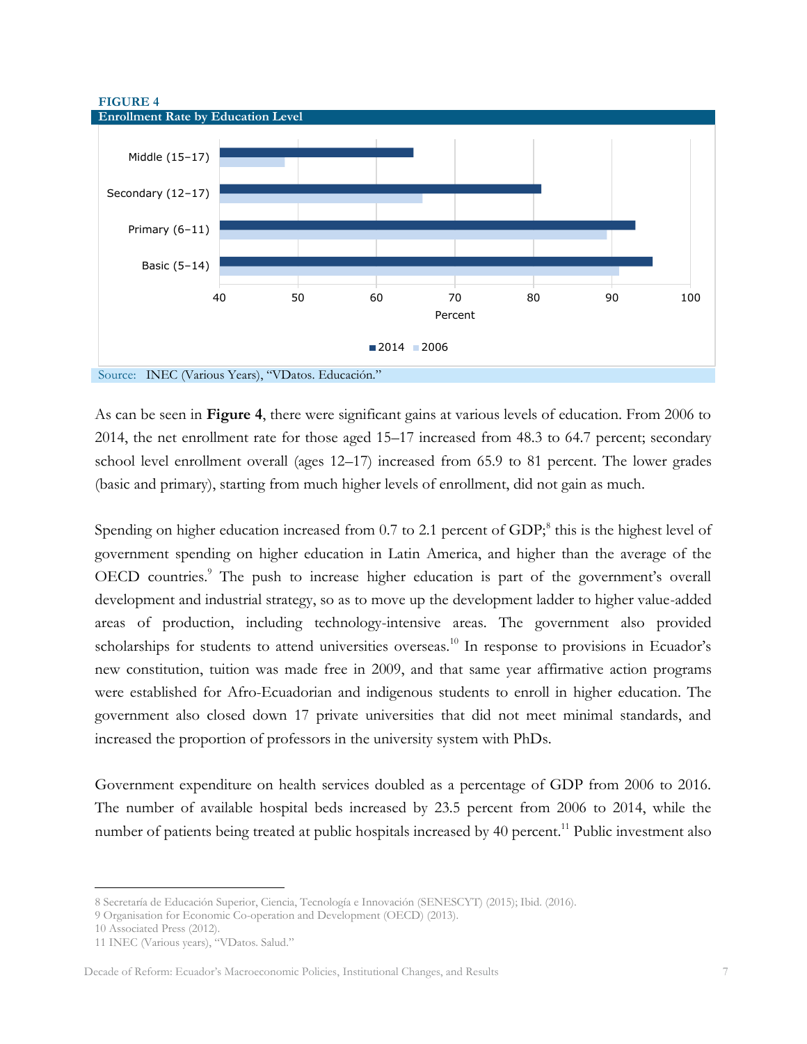**FIGURE 4**
**Enrollment Rate by Education Level**

Source: INEC (Various Years), "VDatos. Educación."

As can be seen in **Figure 4**, there were significant gains at various levels of education. From 2006 to 2014, the net enrollment rate for those aged 15–17 increased from 48.3 to 64.7 percent; secondary school level enrollment overall (ages 12–17) increased from 65.9 to 81 percent. The lower grades (basic and primary), starting from much higher levels of enrollment, did not gain as much.

Spending on higher education increased from 0.7 to 2.1 percent of GDP;[8] this is the highest level of government spending on higher education in Latin America, and higher than the average of the OECD countries.[9] The push to increase higher education is part of the government's overall development and industrial strategy, so as to move up the development ladder to higher value-added areas of production, including technology-intensive areas. The government also provided scholarships for students to attend universities overseas.[10] In response to provisions in Ecuador's new constitution, tuition was made free in 2009, and that same year affirmative action programs were established for Afro-Ecuadorian and indigenous students to enroll in higher education. The government also closed down 17 private universities that did not meet minimal standards, and increased the proportion of professors in the university system with PhDs.

Government expenditure on health services doubled as a percentage of GDP from 2006 to 2016. The number of available hospital beds increased by 23.5 percent from 2006 to 2014, while the number of patients being treated at public hospitals increased by 40 percent.[11] Public investment also

---

8 Secretaría de Educación Superior, Ciencia, Tecnología e Innovación (SENESCYT) (2015); Ibid. (2016).
9 Organisation for Economic Co-operation and Development (OECD) (2013).
10 Associated Press (2012).
11 INEC (Various years), "VDatos. Salud."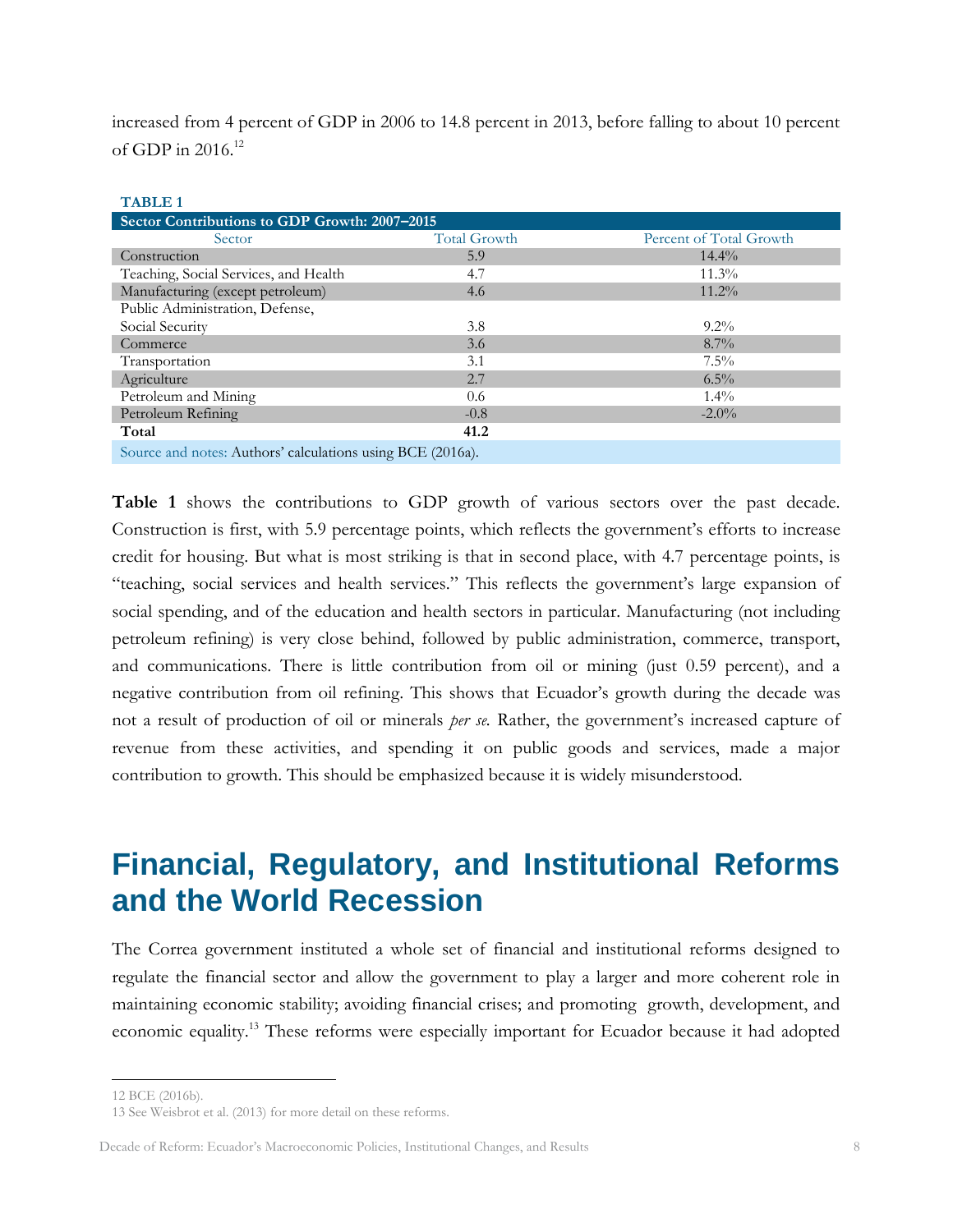increased from 4 percent of GDP in 2006 to 14.8 percent in 2013, before falling to about 10 percent of GDP in 2016.[12]

**TABLE 1**

**Sector Contributions to GDP Growth: 2007–2015**

| Sector | Total Growth | Percent of Total Growth |
|---|---|---|
| Construction | 5.9 | 14.4% |
| Teaching, Social Services, and Health | 4.7 | 11.3% |
| Manufacturing (except petroleum) | 4.6 | 11.2% |
| Public Administration, Defense, Social Security | 3.8 | 9.2% |
| Commerce | 3.6 | 8.7% |
| Transportation | 3.1 | 7.5% |
| Agriculture | 2.7 | 6.5% |
| Petroleum and Mining | 0.6 | 1.4% |
| Petroleum Refining | -0.8 | -2.0% |
| **Total** | **41.2** | |

Source and notes: Authors' calculations using BCE (2016a).

**Table 1** shows the contributions to GDP growth of various sectors over the past decade. Construction is first, with 5.9 percentage points, which reflects the government's efforts to increase credit for housing. But what is most striking is that in second place, with 4.7 percentage points, is "teaching, social services and health services." This reflects the government's large expansion of social spending, and of the education and health sectors in particular. Manufacturing (not including petroleum refining) is very close behind, followed by public administration, commerce, transport, and communications. There is little contribution from oil or mining (just 0.59 percent), and a negative contribution from oil refining. This shows that Ecuador's growth during the decade was not a result of production of oil or minerals *per se*. Rather, the government's increased capture of revenue from these activities, and spending it on public goods and services, made a major contribution to growth. This should be emphasized because it is widely misunderstood.

# Financial, Regulatory, and Institutional Reforms and the World Recession

The Correa government instituted a whole set of financial and institutional reforms designed to regulate the financial sector and allow the government to play a larger and more coherent role in maintaining economic stability; avoiding financial crises; and promoting growth, development, and economic equality.[13] These reforms were especially important for Ecuador because it had adopted

---

12 BCE (2016b).

13 See Weisbrot et al. (2013) for more detail on these reforms.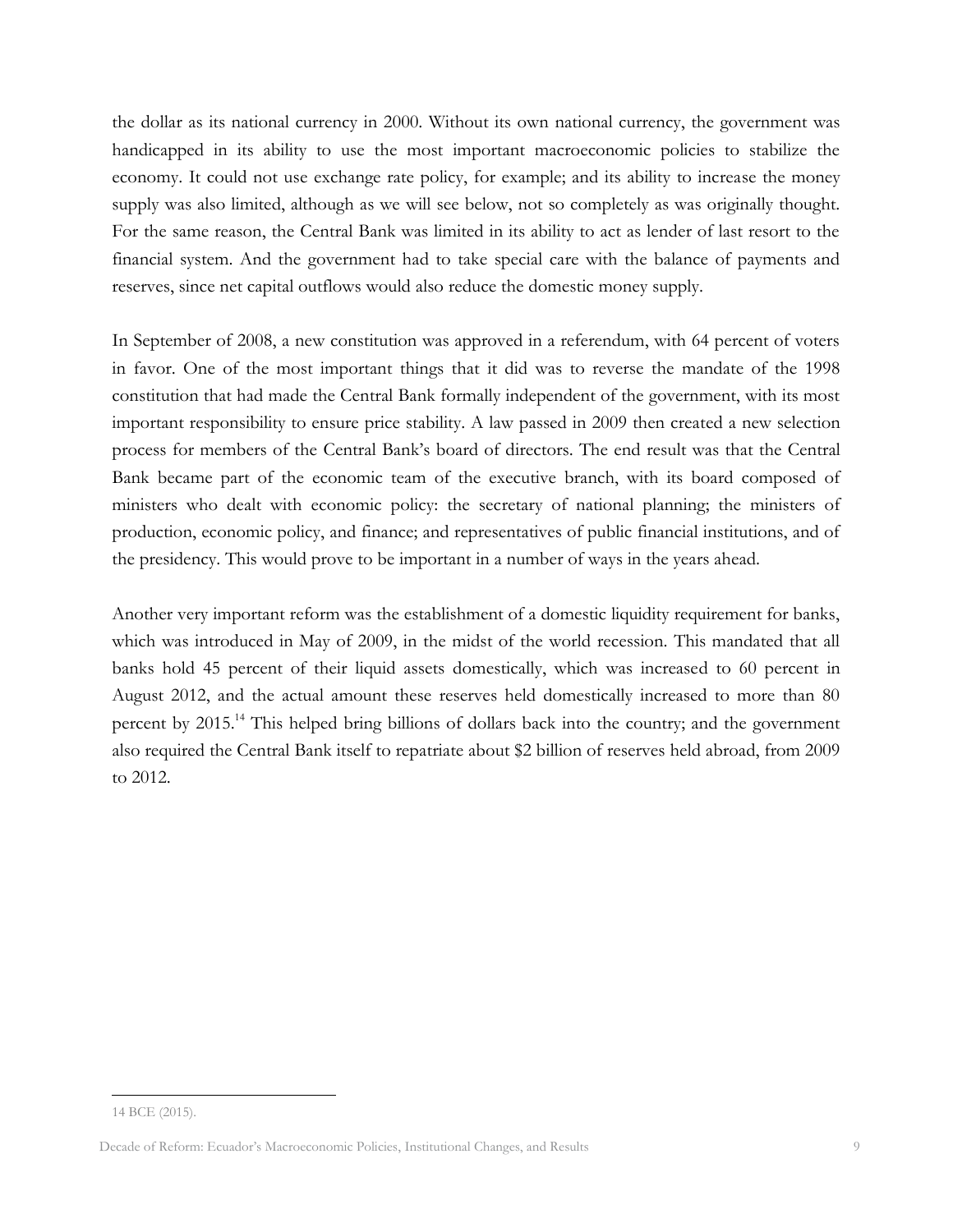the dollar as its national currency in 2000. Without its own national currency, the government was handicapped in its ability to use the most important macroeconomic policies to stabilize the economy. It could not use exchange rate policy, for example; and its ability to increase the money supply was also limited, although as we will see below, not so completely as was originally thought. For the same reason, the Central Bank was limited in its ability to act as lender of last resort to the financial system. And the government had to take special care with the balance of payments and reserves, since net capital outflows would also reduce the domestic money supply.

In September of 2008, a new constitution was approved in a referendum, with 64 percent of voters in favor. One of the most important things that it did was to reverse the mandate of the 1998 constitution that had made the Central Bank formally independent of the government, with its most important responsibility to ensure price stability. A law passed in 2009 then created a new selection process for members of the Central Bank's board of directors. The end result was that the Central Bank became part of the economic team of the executive branch, with its board composed of ministers who dealt with economic policy: the secretary of national planning; the ministers of production, economic policy, and finance; and representatives of public financial institutions, and of the presidency. This would prove to be important in a number of ways in the years ahead.

Another very important reform was the establishment of a domestic liquidity requirement for banks, which was introduced in May of 2009, in the midst of the world recession. This mandated that all banks hold 45 percent of their liquid assets domestically, which was increased to 60 percent in August 2012, and the actual amount these reserves held domestically increased to more than 80 percent by 2015.[14] This helped bring billions of dollars back into the country; and the government also required the Central Bank itself to repatriate about $2 billion of reserves held abroad, from 2009 to 2012.

---

14 BCE (2015).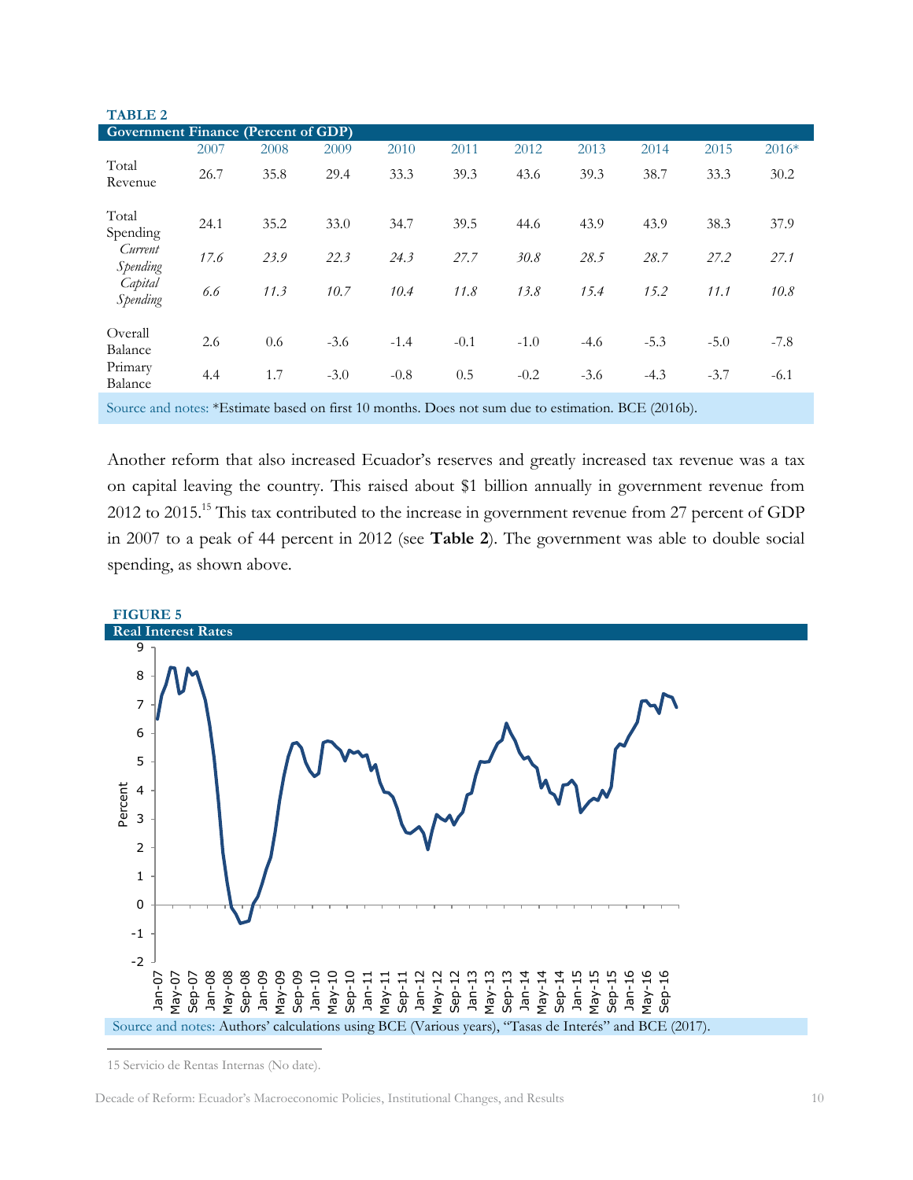**TABLE 2**

**Government Finance (Percent of GDP)**

| | 2007 | 2008 | 2009 | 2010 | 2011 | 2012 | 2013 | 2014 | 2015 | 2016* |
|---|---|---|---|---|---|---|---|---|---|---|
| Total Revenue | 26.7 | 35.8 | 29.4 | 33.3 | 39.3 | 43.6 | 39.3 | 38.7 | 33.3 | 30.2 |
| Total Spending | 24.1 | 35.2 | 33.0 | 34.7 | 39.5 | 44.6 | 43.9 | 43.9 | 38.3 | 37.9 |
| *Current Spending* | *17.6* | *23.9* | *22.3* | *24.3* | *27.7* | *30.8* | *28.5* | *28.7* | *27.2* | *27.1* |
| *Capital Spending* | *6.6* | *11.3* | *10.7* | *10.4* | *11.8* | *13.8* | *15.4* | *15.2* | *11.1* | *10.8* |
| Overall Balance | 2.6 | 0.6 | -3.6 | -1.4 | -0.1 | -1.0 | -4.6 | -5.3 | -5.0 | -7.8 |
| Primary Balance | 4.4 | 1.7 | -3.0 | -0.8 | 0.5 | -0.2 | -3.6 | -4.3 | -3.7 | -6.1 |

Source and notes: *Estimate based on first 10 months. Does not sum due to estimation. BCE (2016b).

Another reform that also increased Ecuador's reserves and greatly increased tax revenue was a tax on capital leaving the country. This raised about $1 billion annually in government revenue from 2012 to 2015.[15] This tax contributed to the increase in government revenue from 27 percent of GDP in 2007 to a peak of 44 percent in 2012 (see **Table 2**). The government was able to double social spending, as shown above.

**FIGURE 5**

**Real Interest Rates**

Source and notes: Authors' calculations using BCE (Various years), "Tasas de Interés" and BCE (2017).

15 Servicio de Rentas Internas (No date).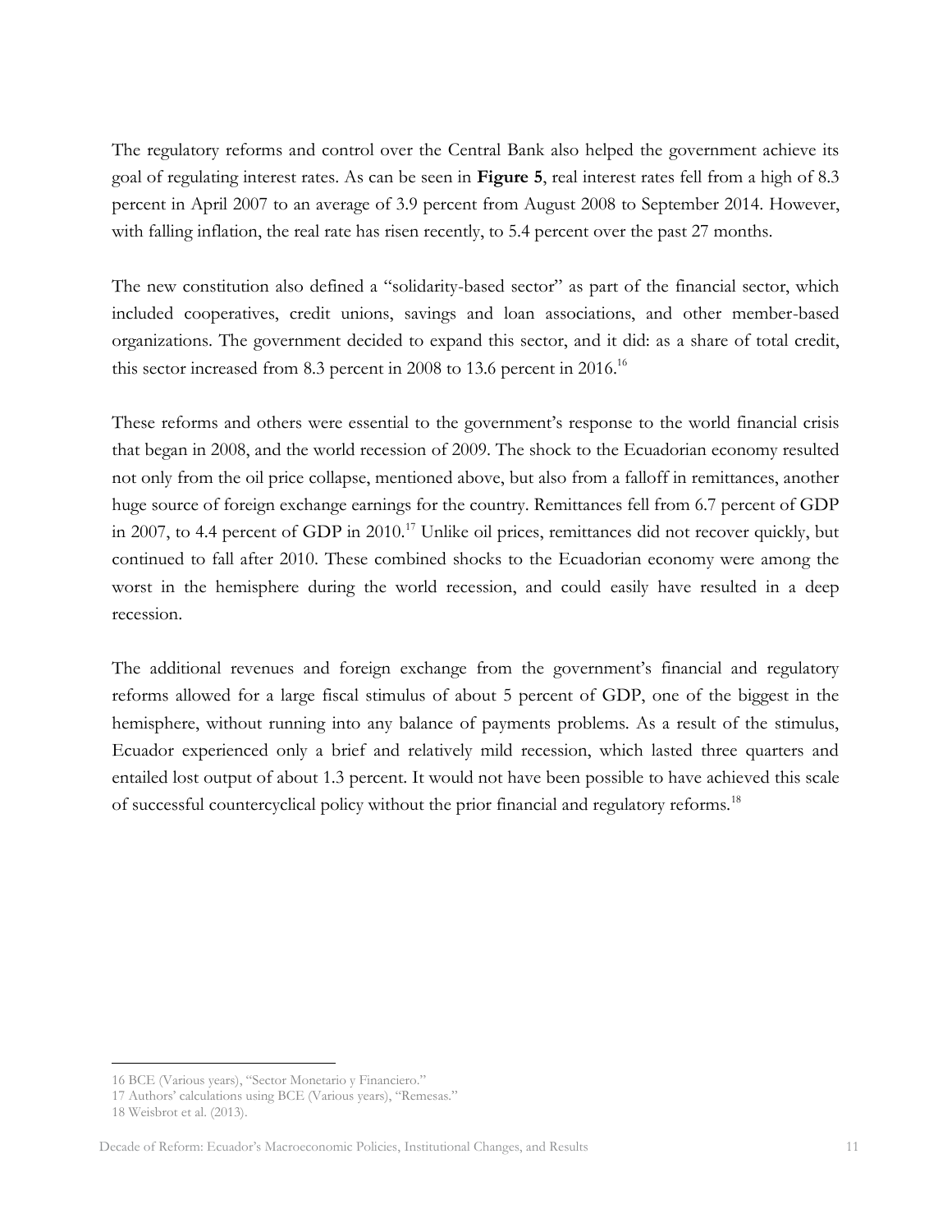The regulatory reforms and control over the Central Bank also helped the government achieve its goal of regulating interest rates. As can be seen in **Figure 5**, real interest rates fell from a high of 8.3 percent in April 2007 to an average of 3.9 percent from August 2008 to September 2014. However, with falling inflation, the real rate has risen recently, to 5.4 percent over the past 27 months.

The new constitution also defined a "solidarity-based sector" as part of the financial sector, which included cooperatives, credit unions, savings and loan associations, and other member-based organizations. The government decided to expand this sector, and it did: as a share of total credit, this sector increased from 8.3 percent in 2008 to 13.6 percent in 2016.[16]

These reforms and others were essential to the government's response to the world financial crisis that began in 2008, and the world recession of 2009. The shock to the Ecuadorian economy resulted not only from the oil price collapse, mentioned above, but also from a falloff in remittances, another huge source of foreign exchange earnings for the country. Remittances fell from 6.7 percent of GDP in 2007, to 4.4 percent of GDP in 2010.[17] Unlike oil prices, remittances did not recover quickly, but continued to fall after 2010. These combined shocks to the Ecuadorian economy were among the worst in the hemisphere during the world recession, and could easily have resulted in a deep recession.

The additional revenues and foreign exchange from the government's financial and regulatory reforms allowed for a large fiscal stimulus of about 5 percent of GDP, one of the biggest in the hemisphere, without running into any balance of payments problems. As a result of the stimulus, Ecuador experienced only a brief and relatively mild recession, which lasted three quarters and entailed lost output of about 1.3 percent. It would not have been possible to have achieved this scale of successful countercyclical policy without the prior financial and regulatory reforms.[18]

---

16 BCE (Various years), "Sector Monetario y Financiero."

17 Authors' calculations using BCE (Various years), "Remesas."

18 Weisbrot et al. (2013).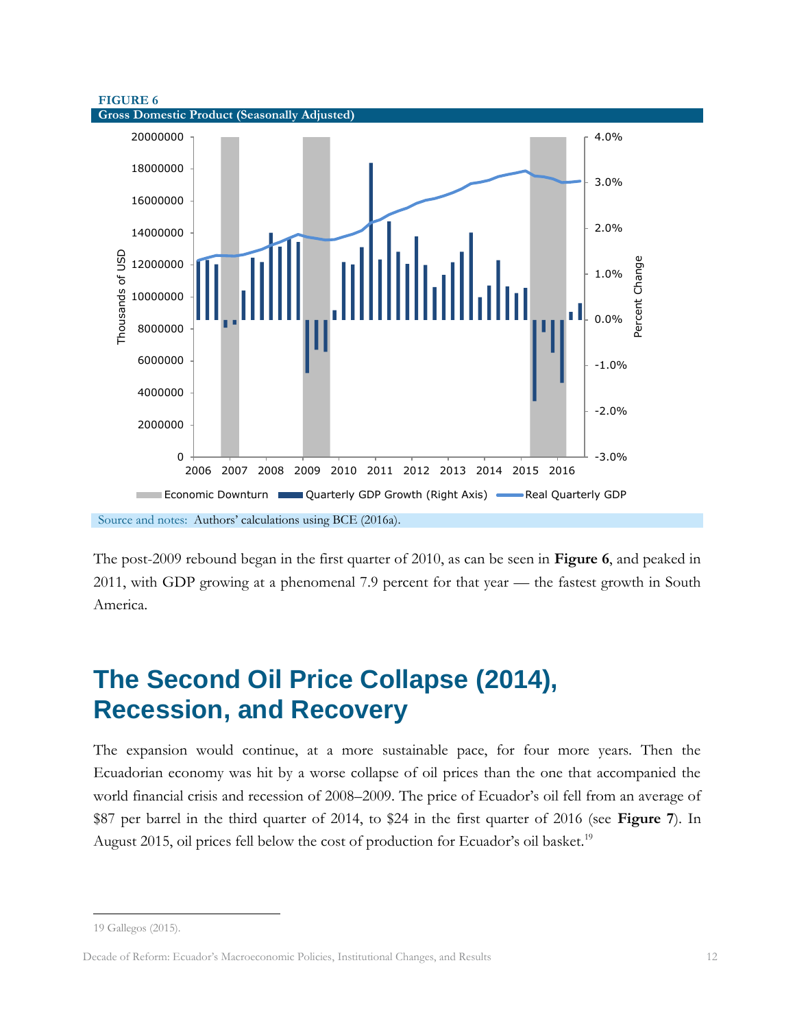**FIGURE 6**

**Gross Domestic Product (Seasonally Adjusted)**

Source and notes: Authors' calculations using BCE (2016a).

The post-2009 rebound began in the first quarter of 2010, as can be seen in **Figure 6**, and peaked in 2011, with GDP growing at a phenomenal 7.9 percent for that year — the fastest growth in South America.

## The Second Oil Price Collapse (2014), Recession, and Recovery

The expansion would continue, at a more sustainable pace, for four more years. Then the Ecuadorian economy was hit by a worse collapse of oil prices than the one that accompanied the world financial crisis and recession of 2008–2009. The price of Ecuador's oil fell from an average of $87 per barrel in the third quarter of 2014, to $24 in the first quarter of 2016 (see **Figure 7**). In August 2015, oil prices fell below the cost of production for Ecuador's oil basket.[19]

19 Gallegos (2015).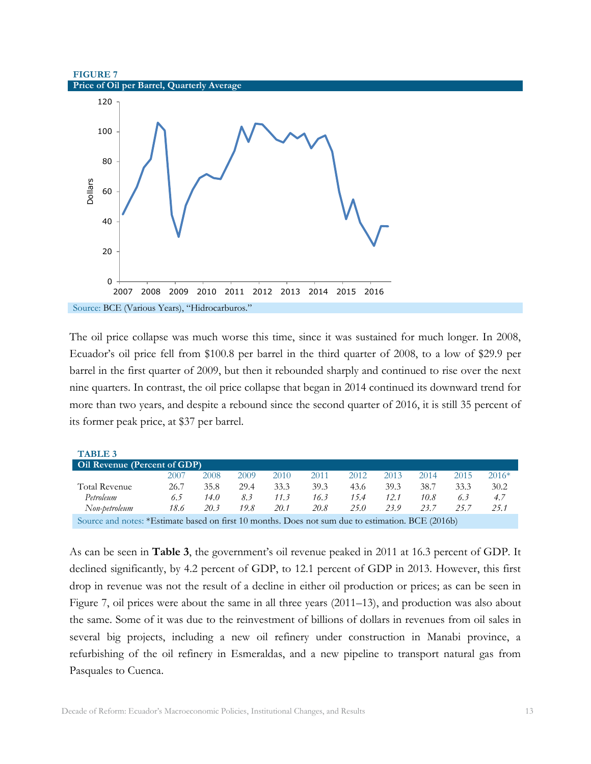**FIGURE 7**
**Price of Oil per Barrel, Quarterly Average**

Source: BCE (Various Years), "Hidrocarburos."

The oil price collapse was much worse this time, since it was sustained for much longer. In 2008, Ecuador's oil price fell from $100.8 per barrel in the third quarter of 2008, to a low of $29.9 per barrel in the first quarter of 2009, but then it rebounded sharply and continued to rise over the next nine quarters. In contrast, the oil price collapse that began in 2014 continued its downward trend for more than two years, and despite a rebound since the second quarter of 2016, it is still 35 percent of its former peak price, at $37 per barrel.

**TABLE 3**
**Oil Revenue (Percent of GDP)**

| | 2007 | 2008 | 2009 | 2010 | 2011 | 2012 | 2013 | 2014 | 2015 | 2016* |
|---|---|---|---|---|---|---|---|---|---|---|
| Total Revenue | 26.7 | 35.8 | 29.4 | 33.3 | 39.3 | 43.6 | 39.3 | 38.7 | 33.3 | 30.2 |
| *Petroleum* | *6.5* | *14.0* | *8.3* | *11.3* | *16.3* | *15.4* | *12.1* | *10.8* | *6.3* | *4.7* |
| *Non-petroleum* | *18.6* | *20.3* | *19.8* | *20.1* | *20.8* | *25.0* | *23.9* | *23.7* | *25.7* | *25.1* |

Source and notes: *Estimate based on first 10 months. Does not sum due to estimation. BCE (2016b)

As can be seen in **Table 3**, the government's oil revenue peaked in 2011 at 16.3 percent of GDP. It declined significantly, by 4.2 percent of GDP, to 12.1 percent of GDP in 2013. However, this first drop in revenue was not the result of a decline in either oil production or prices; as can be seen in Figure 7, oil prices were about the same in all three years (2011–13), and production was also about the same. Some of it was due to the reinvestment of billions of dollars in revenues from oil sales in several big projects, including a new oil refinery under construction in Manabi province, a refurbishing of the oil refinery in Esmeraldas, and a new pipeline to transport natural gas from Pasquales to Cuenca.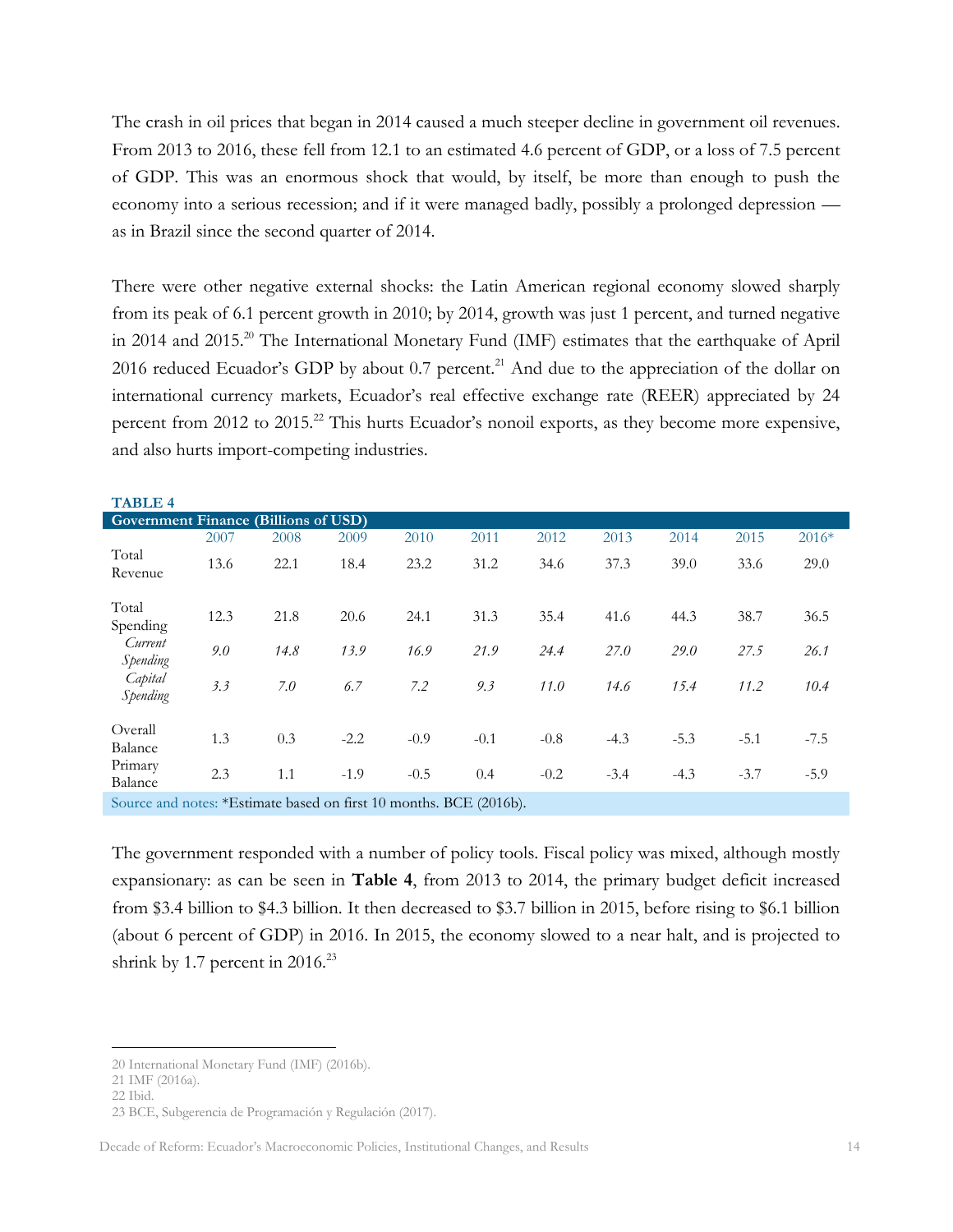The crash in oil prices that began in 2014 caused a much steeper decline in government oil revenues. From 2013 to 2016, these fell from 12.1 to an estimated 4.6 percent of GDP, or a loss of 7.5 percent of GDP. This was an enormous shock that would, by itself, be more than enough to push the economy into a serious recession; and if it were managed badly, possibly a prolonged depression — as in Brazil since the second quarter of 2014.

There were other negative external shocks: the Latin American regional economy slowed sharply from its peak of 6.1 percent growth in 2010; by 2014, growth was just 1 percent, and turned negative in 2014 and 2015.[20] The International Monetary Fund (IMF) estimates that the earthquake of April 2016 reduced Ecuador's GDP by about 0.7 percent.[21] And due to the appreciation of the dollar on international currency markets, Ecuador's real effective exchange rate (REER) appreciated by 24 percent from 2012 to 2015.[22] This hurts Ecuador's nonoil exports, as they become more expensive, and also hurts import-competing industries.

**TABLE 4**

**Government Finance (Billions of USD)**

| | 2007 | 2008 | 2009 | 2010 | 2011 | 2012 | 2013 | 2014 | 2015 | 2016* |
|---|---|---|---|---|---|---|---|---|---|---|
| Total Revenue | 13.6 | 22.1 | 18.4 | 23.2 | 31.2 | 34.6 | 37.3 | 39.0 | 33.6 | 29.0 |
| Total Spending | 12.3 | 21.8 | 20.6 | 24.1 | 31.3 | 35.4 | 41.6 | 44.3 | 38.7 | 36.5 |
| *Current Spending* | *9.0* | *14.8* | *13.9* | *16.9* | *21.9* | *24.4* | *27.0* | *29.0* | *27.5* | *26.1* |
| *Capital Spending* | *3.3* | *7.0* | *6.7* | *7.2* | *9.3* | *11.0* | *14.6* | *15.4* | *11.2* | *10.4* |
| Overall Balance | 1.3 | 0.3 | -2.2 | -0.9 | -0.1 | -0.8 | -4.3 | -5.3 | -5.1 | -7.5 |
| Primary Balance | 2.3 | 1.1 | -1.9 | -0.5 | 0.4 | -0.2 | -3.4 | -4.3 | -3.7 | -5.9 |

Source and notes: *Estimate based on first 10 months. BCE (2016b).

The government responded with a number of policy tools. Fiscal policy was mixed, although mostly expansionary: as can be seen in **Table 4**, from 2013 to 2014, the primary budget deficit increased from $3.4 billion to $4.3 billion. It then decreased to $3.7 billion in 2015, before rising to $6.1 billion (about 6 percent of GDP) in 2016. In 2015, the economy slowed to a near halt, and is projected to shrink by 1.7 percent in 2016.[23]

20 International Monetary Fund (IMF) (2016b).

21 IMF (2016a).

22 Ibid.

23 BCE, Subgerencia de Programación y Regulación (2017).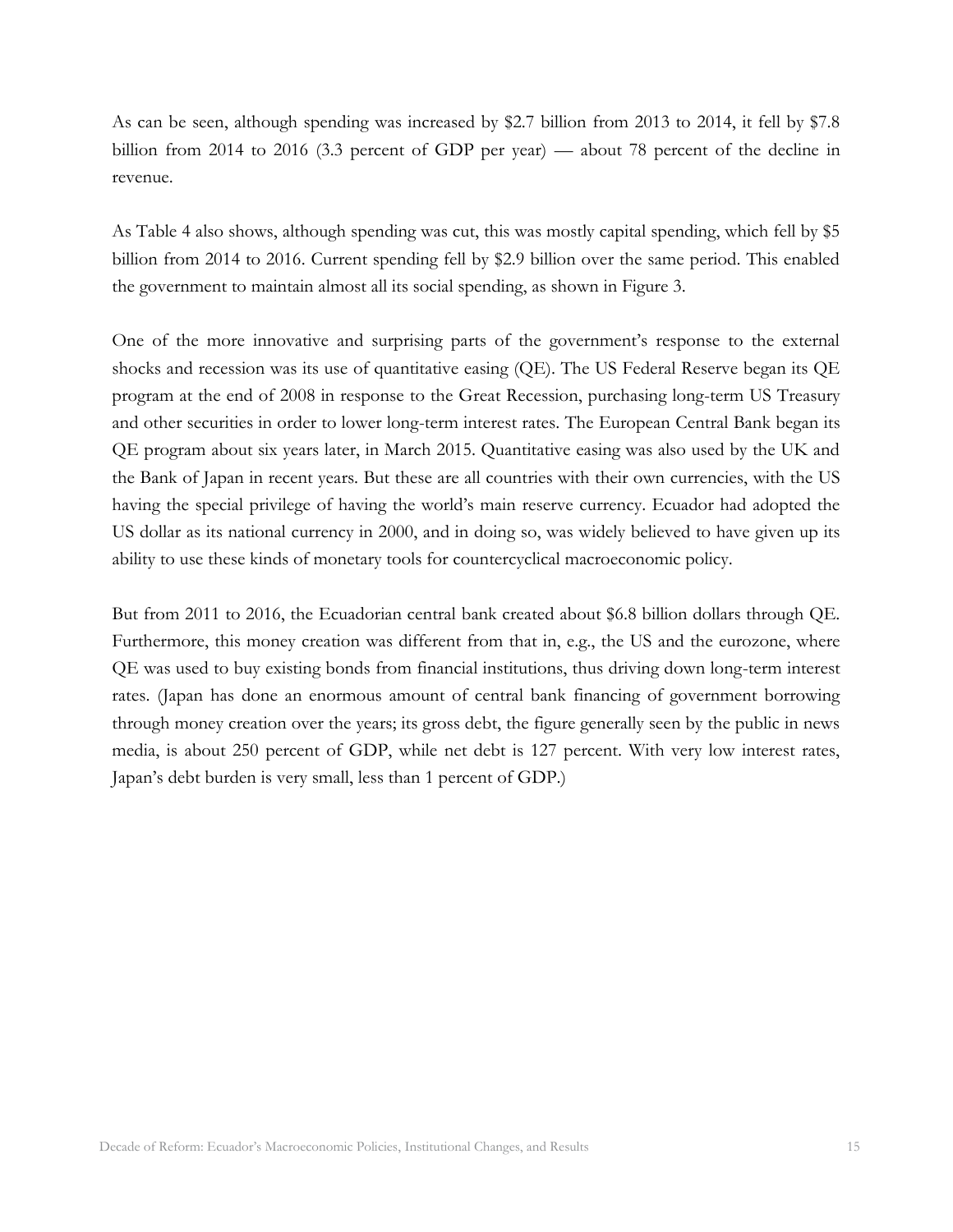As can be seen, although spending was increased by $2.7 billion from 2013 to 2014, it fell by $7.8 billion from 2014 to 2016 (3.3 percent of GDP per year) — about 78 percent of the decline in revenue.

As Table 4 also shows, although spending was cut, this was mostly capital spending, which fell by $5 billion from 2014 to 2016. Current spending fell by $2.9 billion over the same period. This enabled the government to maintain almost all its social spending, as shown in Figure 3.

One of the more innovative and surprising parts of the government's response to the external shocks and recession was its use of quantitative easing (QE). The US Federal Reserve began its QE program at the end of 2008 in response to the Great Recession, purchasing long-term US Treasury and other securities in order to lower long-term interest rates. The European Central Bank began its QE program about six years later, in March 2015. Quantitative easing was also used by the UK and the Bank of Japan in recent years. But these are all countries with their own currencies, with the US having the special privilege of having the world's main reserve currency. Ecuador had adopted the US dollar as its national currency in 2000, and in doing so, was widely believed to have given up its ability to use these kinds of monetary tools for countercyclical macroeconomic policy.

But from 2011 to 2016, the Ecuadorian central bank created about $6.8 billion dollars through QE. Furthermore, this money creation was different from that in, e.g., the US and the eurozone, where QE was used to buy existing bonds from financial institutions, thus driving down long-term interest rates. (Japan has done an enormous amount of central bank financing of government borrowing through money creation over the years; its gross debt, the figure generally seen by the public in news media, is about 250 percent of GDP, while net debt is 127 percent. With very low interest rates, Japan's debt burden is very small, less than 1 percent of GDP.)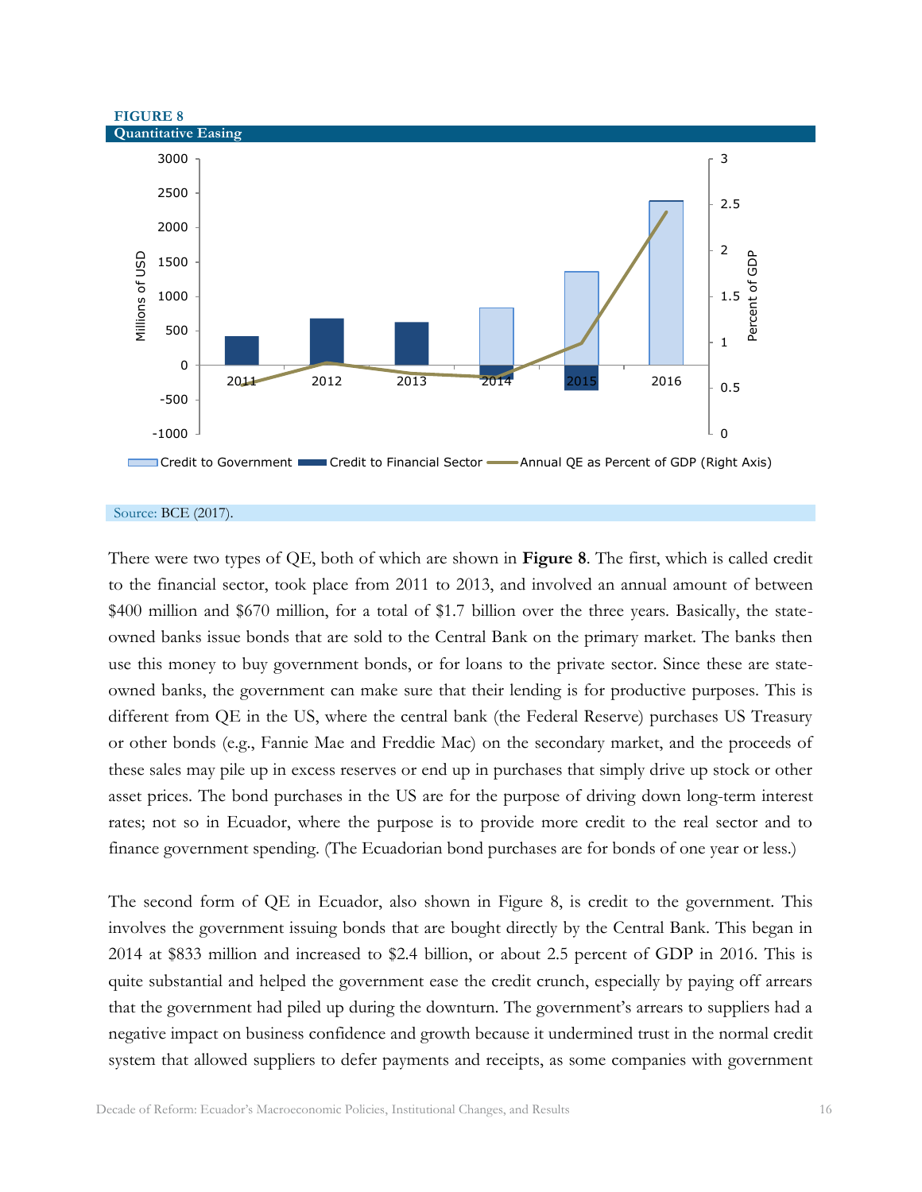**FIGURE 8**
**Quantitative Easing**

Source: BCE (2017).

There were two types of QE, both of which are shown in **Figure 8**. The first, which is called credit to the financial sector, took place from 2011 to 2013, and involved an annual amount of between $400 million and $670 million, for a total of $1.7 billion over the three years. Basically, the state-owned banks issue bonds that are sold to the Central Bank on the primary market. The banks then use this money to buy government bonds, or for loans to the private sector. Since these are state-owned banks, the government can make sure that their lending is for productive purposes. This is different from QE in the US, where the central bank (the Federal Reserve) purchases US Treasury or other bonds (e.g., Fannie Mae and Freddie Mac) on the secondary market, and the proceeds of these sales may pile up in excess reserves or end up in purchases that simply drive up stock or other asset prices. The bond purchases in the US are for the purpose of driving down long-term interest rates; not so in Ecuador, where the purpose is to provide more credit to the real sector and to finance government spending. (The Ecuadorian bond purchases are for bonds of one year or less.)

The second form of QE in Ecuador, also shown in Figure 8, is credit to the government. This involves the government issuing bonds that are bought directly by the Central Bank. This began in 2014 at $833 million and increased to $2.4 billion, or about 2.5 percent of GDP in 2016. This is quite substantial and helped the government ease the credit crunch, especially by paying off arrears that the government had piled up during the downturn. The government's arrears to suppliers had a negative impact on business confidence and growth because it undermined trust in the normal credit system that allowed suppliers to defer payments and receipts, as some companies with government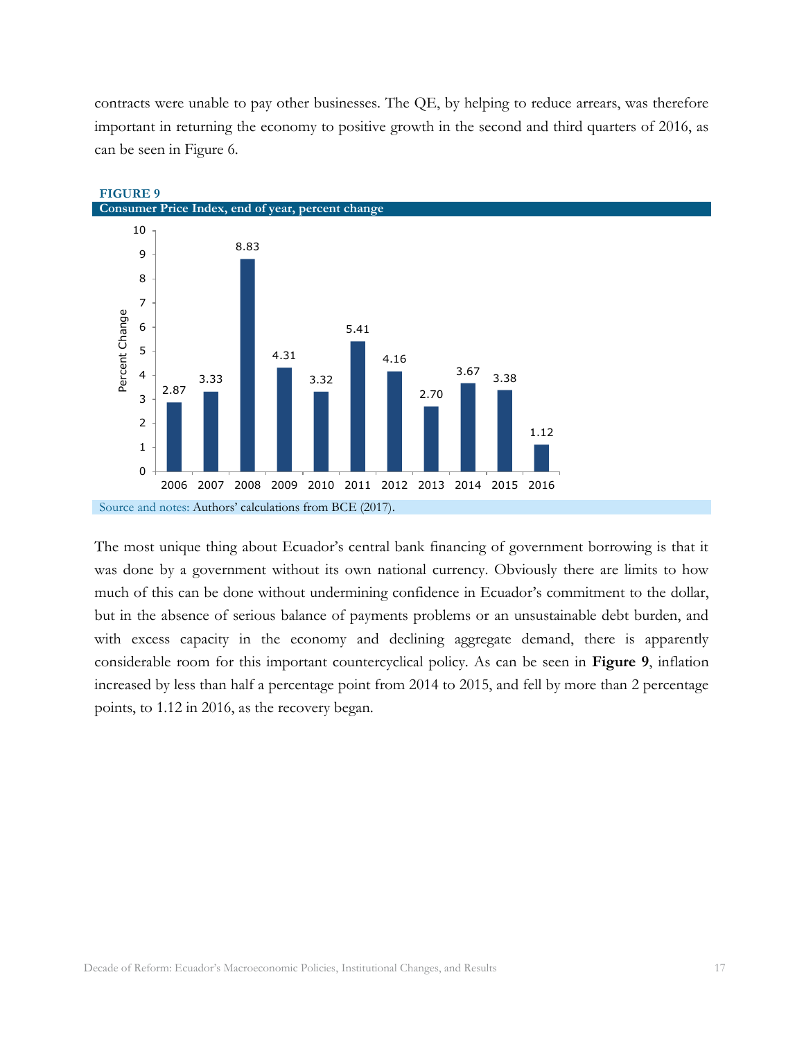contracts were unable to pay other businesses. The QE, by helping to reduce arrears, was therefore important in returning the economy to positive growth in the second and third quarters of 2016, as can be seen in Figure 6.

**FIGURE 9**

**Consumer Price Index, end of year, percent change**

| Year | Percent Change |
|---|---|
| 2006 | 2.87 |
| 2007 | 3.33 |
| 2008 | 8.83 |
| 2009 | 4.31 |
| 2010 | 3.32 |
| 2011 | 5.41 |
| 2012 | 4.16 |
| 2013 | 2.70 |
| 2014 | 3.67 |
| 2015 | 3.38 |
| 2016 | 1.12 |

Source and notes: Authors' calculations from BCE (2017).

The most unique thing about Ecuador's central bank financing of government borrowing is that it was done by a government without its own national currency. Obviously there are limits to how much of this can be done without undermining confidence in Ecuador's commitment to the dollar, but in the absence of serious balance of payments problems or an unsustainable debt burden, and with excess capacity in the economy and declining aggregate demand, there is apparently considerable room for this important countercyclical policy. As can be seen in **Figure 9**, inflation increased by less than half a percentage point from 2014 to 2015, and fell by more than 2 percentage points, to 1.12 in 2016, as the recovery began.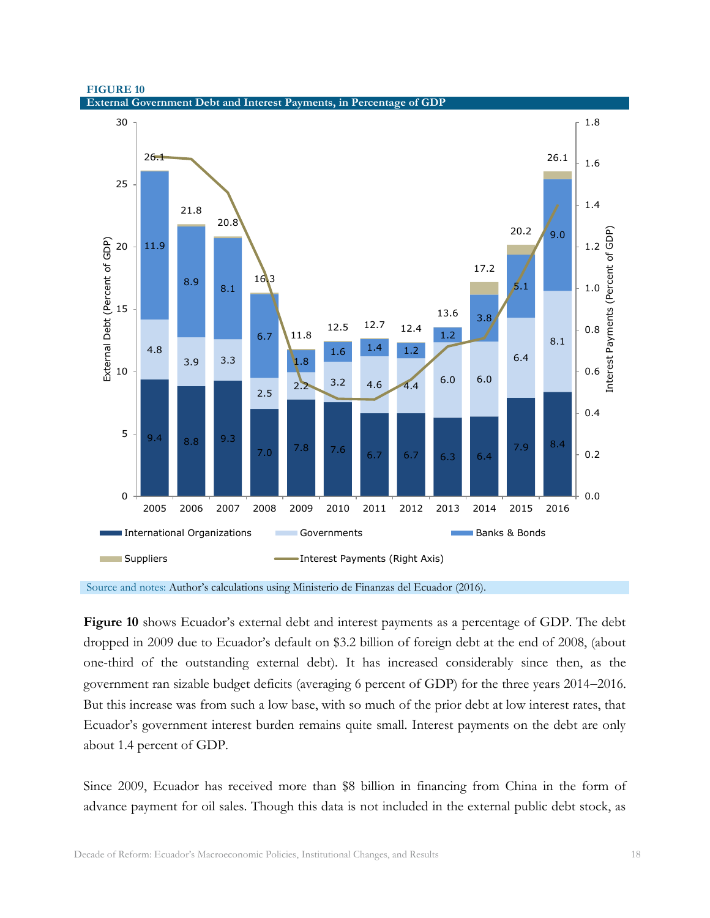**FIGURE 10**

**External Government Debt and Interest Payments, in Percentage of GDP**

Source and notes: Author's calculations using Ministerio de Finanzas del Ecuador (2016).

**Figure 10** shows Ecuador's external debt and interest payments as a percentage of GDP. The debt dropped in 2009 due to Ecuador's default on $3.2 billion of foreign debt at the end of 2008, (about one-third of the outstanding external debt). It has increased considerably since then, as the government ran sizable budget deficits (averaging 6 percent of GDP) for the three years 2014–2016. But this increase was from such a low base, with so much of the prior debt at low interest rates, that Ecuador's government interest burden remains quite small. Interest payments on the debt are only about 1.4 percent of GDP.

Since 2009, Ecuador has received more than $8 billion in financing from China in the form of advance payment for oil sales. Though this data is not included in the external public debt stock, as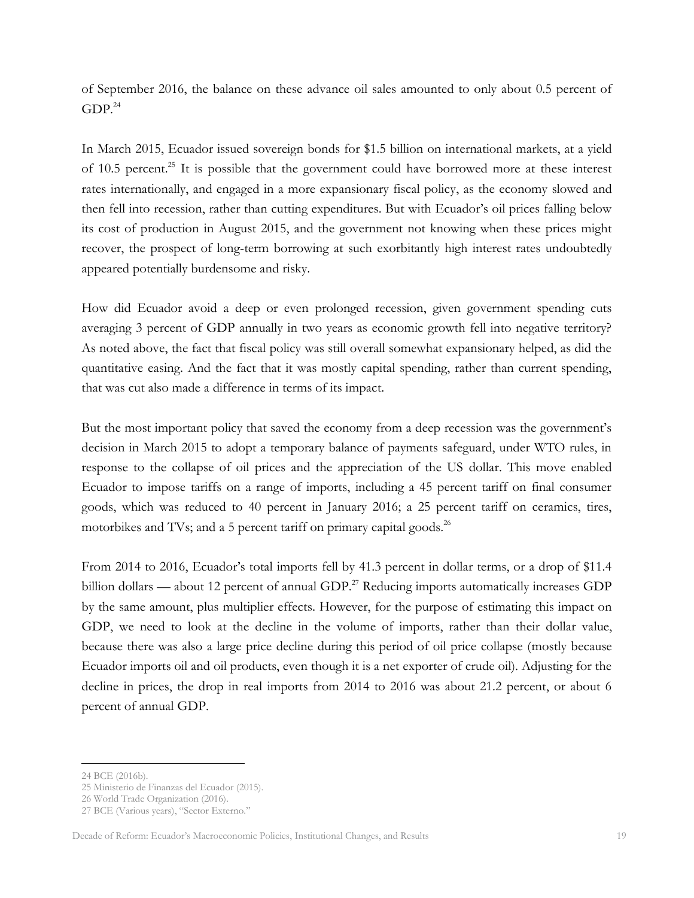of September 2016, the balance on these advance oil sales amounted to only about 0.5 percent of GDP.[24]

In March 2015, Ecuador issued sovereign bonds for $1.5 billion on international markets, at a yield of 10.5 percent.[25] It is possible that the government could have borrowed more at these interest rates internationally, and engaged in a more expansionary fiscal policy, as the economy slowed and then fell into recession, rather than cutting expenditures. But with Ecuador's oil prices falling below its cost of production in August 2015, and the government not knowing when these prices might recover, the prospect of long-term borrowing at such exorbitantly high interest rates undoubtedly appeared potentially burdensome and risky.

How did Ecuador avoid a deep or even prolonged recession, given government spending cuts averaging 3 percent of GDP annually in two years as economic growth fell into negative territory? As noted above, the fact that fiscal policy was still overall somewhat expansionary helped, as did the quantitative easing. And the fact that it was mostly capital spending, rather than current spending, that was cut also made a difference in terms of its impact.

But the most important policy that saved the economy from a deep recession was the government's decision in March 2015 to adopt a temporary balance of payments safeguard, under WTO rules, in response to the collapse of oil prices and the appreciation of the US dollar. This move enabled Ecuador to impose tariffs on a range of imports, including a 45 percent tariff on final consumer goods, which was reduced to 40 percent in January 2016; a 25 percent tariff on ceramics, tires, motorbikes and TVs; and a 5 percent tariff on primary capital goods.[26]

From 2014 to 2016, Ecuador's total imports fell by 41.3 percent in dollar terms, or a drop of $11.4 billion dollars — about 12 percent of annual GDP.[27] Reducing imports automatically increases GDP by the same amount, plus multiplier effects. However, for the purpose of estimating this impact on GDP, we need to look at the decline in the volume of imports, rather than their dollar value, because there was also a large price decline during this period of oil price collapse (mostly because Ecuador imports oil and oil products, even though it is a net exporter of crude oil). Adjusting for the decline in prices, the drop in real imports from 2014 to 2016 was about 21.2 percent, or about 6 percent of annual GDP.

---

24 BCE (2016b).

25 Ministerio de Finanzas del Ecuador (2015).

26 World Trade Organization (2016).

27 BCE (Various years), "Sector Externo."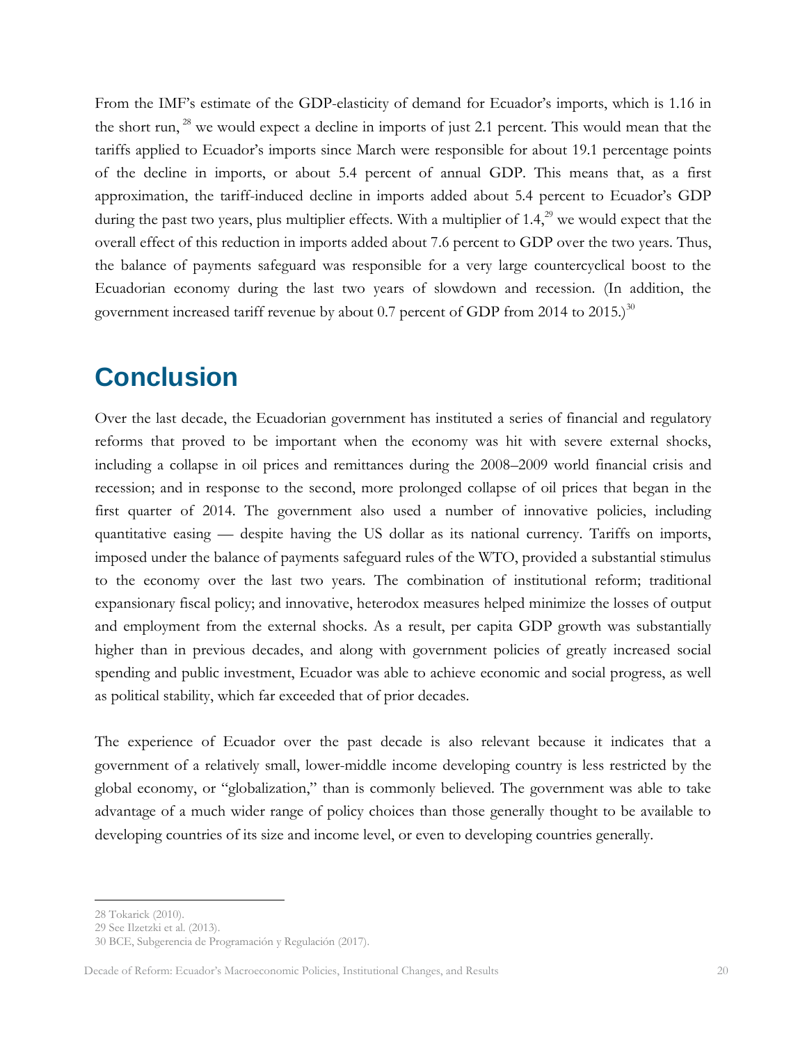From the IMF's estimate of the GDP-elasticity of demand for Ecuador's imports, which is 1.16 in the short run,[28] we would expect a decline in imports of just 2.1 percent. This would mean that the tariffs applied to Ecuador's imports since March were responsible for about 19.1 percentage points of the decline in imports, or about 5.4 percent of annual GDP. This means that, as a first approximation, the tariff-induced decline in imports added about 5.4 percent to Ecuador's GDP during the past two years, plus multiplier effects. With a multiplier of 1.4,[29] we would expect that the overall effect of this reduction in imports added about 7.6 percent to GDP over the two years. Thus, the balance of payments safeguard was responsible for a very large countercyclical boost to the Ecuadorian economy during the last two years of slowdown and recession. (In addition, the government increased tariff revenue by about 0.7 percent of GDP from 2014 to 2015.)[30]

# Conclusion

Over the last decade, the Ecuadorian government has instituted a series of financial and regulatory reforms that proved to be important when the economy was hit with severe external shocks, including a collapse in oil prices and remittances during the 2008–2009 world financial crisis and recession; and in response to the second, more prolonged collapse of oil prices that began in the first quarter of 2014. The government also used a number of innovative policies, including quantitative easing — despite having the US dollar as its national currency. Tariffs on imports, imposed under the balance of payments safeguard rules of the WTO, provided a substantial stimulus to the economy over the last two years. The combination of institutional reform; traditional expansionary fiscal policy; and innovative, heterodox measures helped minimize the losses of output and employment from the external shocks. As a result, per capita GDP growth was substantially higher than in previous decades, and along with government policies of greatly increased social spending and public investment, Ecuador was able to achieve economic and social progress, as well as political stability, which far exceeded that of prior decades.

The experience of Ecuador over the past decade is also relevant because it indicates that a government of a relatively small, lower-middle income developing country is less restricted by the global economy, or "globalization," than is commonly believed. The government was able to take advantage of a much wider range of policy choices than those generally thought to be available to developing countries of its size and income level, or even to developing countries generally.

---

28 Tokarick (2010).

29 See Ilzetzki et al. (2013).

30 BCE, Subgerencia de Programación y Regulación (2017).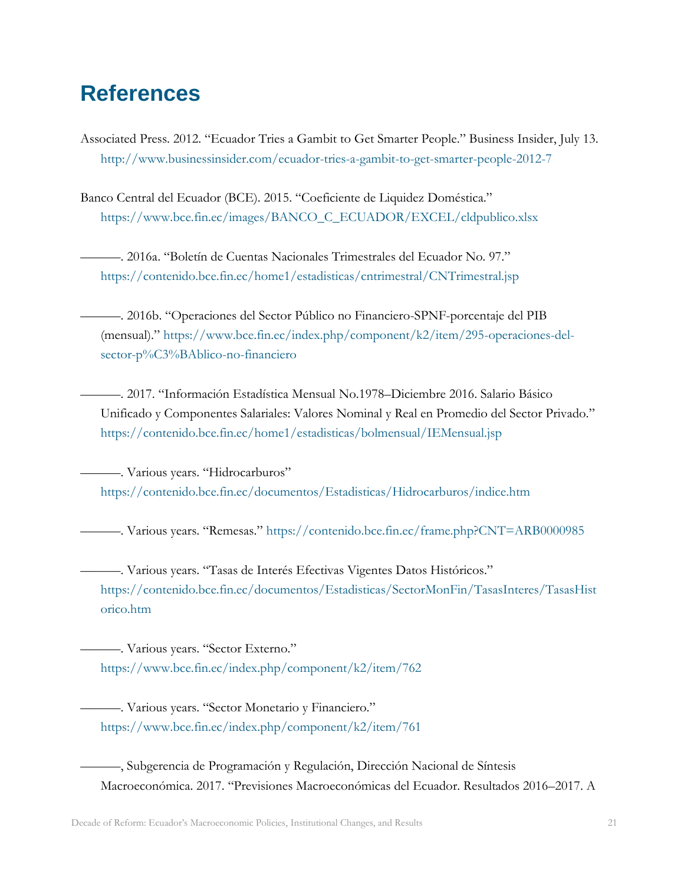# References

Associated Press. 2012. "Ecuador Tries a Gambit to Get Smarter People." Business Insider, July 13. http://www.businessinsider.com/ecuador-tries-a-gambit-to-get-smarter-people-2012-7

Banco Central del Ecuador (BCE). 2015. "Coeficiente de Liquidez Doméstica." https://www.bce.fin.ec/images/BANCO_C_ECUADOR/EXCEL/cldpublico.xlsx

———. 2016a. "Boletín de Cuentas Nacionales Trimestrales del Ecuador No. 97." https://contenido.bce.fin.ec/home1/estadisticas/cntrimestral/CNTrimestral.jsp

———. 2016b. "Operaciones del Sector Público no Financiero-SPNF-porcentaje del PIB (mensual)." https://www.bce.fin.ec/index.php/component/k2/item/295-operaciones-del-sector-p%C3%BAblico-no-financiero

———. 2017. "Información Estadística Mensual No.1978–Diciembre 2016. Salario Básico Unificado y Componentes Salariales: Valores Nominal y Real en Promedio del Sector Privado." https://contenido.bce.fin.ec/home1/estadisticas/bolmensual/IEMensual.jsp

———. Various years. "Hidrocarburos" https://contenido.bce.fin.ec/documentos/Estadisticas/Hidrocarburos/indice.htm

———. Various years. "Remesas." https://contenido.bce.fin.ec/frame.php?CNT=ARB0000985

———. Various years. "Tasas de Interés Efectivas Vigentes Datos Históricos." https://contenido.bce.fin.ec/documentos/Estadisticas/SectorMonFin/TasasInteres/TasasHistorico.htm

———. Various years. "Sector Externo." https://www.bce.fin.ec/index.php/component/k2/item/762

———. Various years. "Sector Monetario y Financiero." https://www.bce.fin.ec/index.php/component/k2/item/761

———, Subgerencia de Programación y Regulación, Dirección Nacional de Síntesis Macroeconómica. 2017. "Previsiones Macroeconómicas del Ecuador. Resultados 2016–2017. A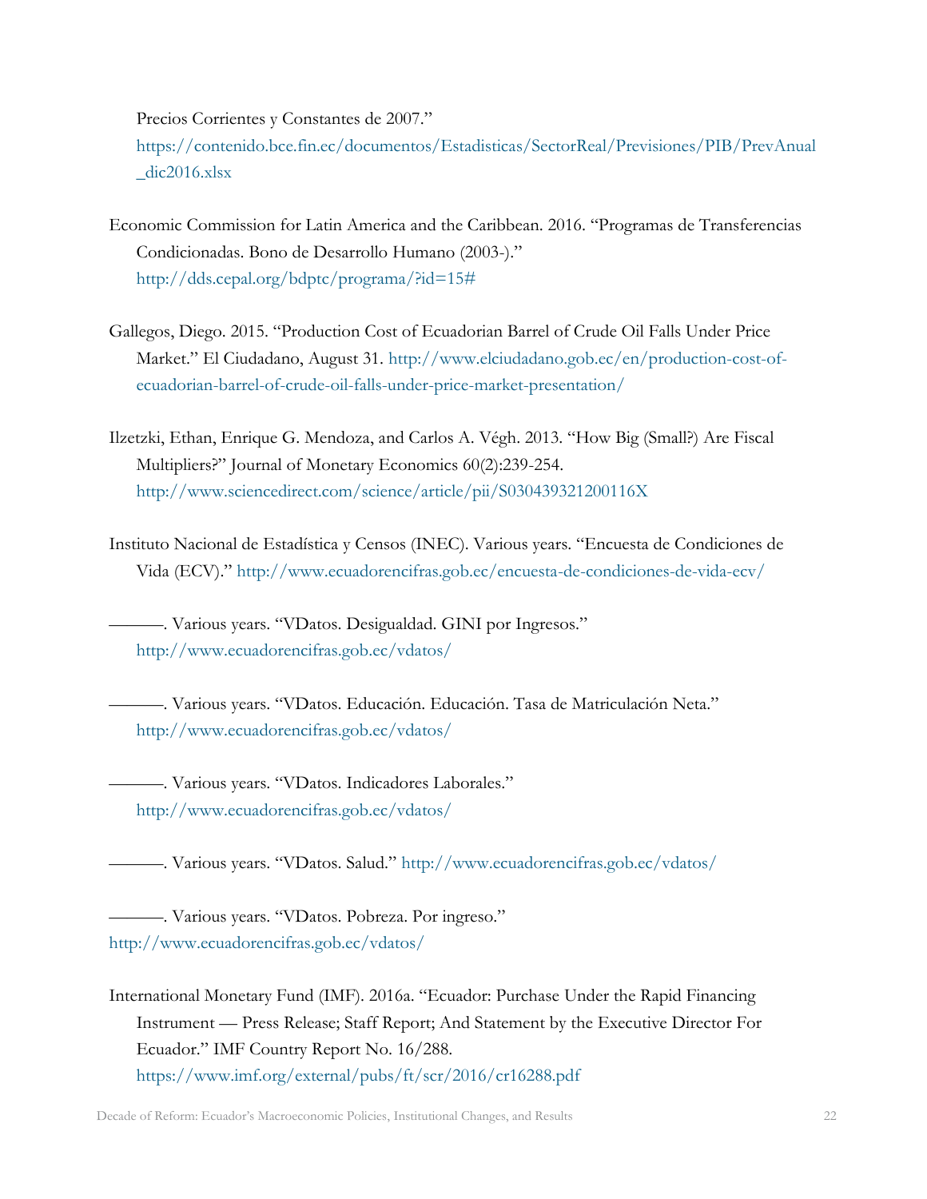Precios Corrientes y Constantes de 2007."
https://contenido.bce.fin.ec/documentos/Estadisticas/SectorReal/Previsiones/PIB/PrevAnual_dic2016.xlsx

Economic Commission for Latin America and the Caribbean. 2016. "Programas de Transferencias Condicionadas. Bono de Desarrollo Humano (2003-)." http://dds.cepal.org/bdptc/programa/?id=15#

Gallegos, Diego. 2015. "Production Cost of Ecuadorian Barrel of Crude Oil Falls Under Price Market." El Ciudadano, August 31. http://www.elciudadano.gob.ec/en/production-cost-of-ecuadorian-barrel-of-crude-oil-falls-under-price-market-presentation/

Ilzetzki, Ethan, Enrique G. Mendoza, and Carlos A. Végh. 2013. "How Big (Small?) Are Fiscal Multipliers?" Journal of Monetary Economics 60(2):239-254. http://www.sciencedirect.com/science/article/pii/S030439321200116X

Instituto Nacional de Estadística y Censos (INEC). Various years. "Encuesta de Condiciones de Vida (ECV)." http://www.ecuadorencifras.gob.ec/encuesta-de-condiciones-de-vida-ecv/

———. Various years. "VDatos. Desigualdad. GINI por Ingresos." http://www.ecuadorencifras.gob.ec/vdatos/

———. Various years. "VDatos. Educación. Educación. Tasa de Matriculación Neta." http://www.ecuadorencifras.gob.ec/vdatos/

———. Various years. "VDatos. Indicadores Laborales." http://www.ecuadorencifras.gob.ec/vdatos/

———. Various years. "VDatos. Salud." http://www.ecuadorencifras.gob.ec/vdatos/

———. Various years. "VDatos. Pobreza. Por ingreso." http://www.ecuadorencifras.gob.ec/vdatos/

International Monetary Fund (IMF). 2016a. "Ecuador: Purchase Under the Rapid Financing Instrument — Press Release; Staff Report; And Statement by the Executive Director For Ecuador." IMF Country Report No. 16/288. https://www.imf.org/external/pubs/ft/scr/2016/cr16288.pdf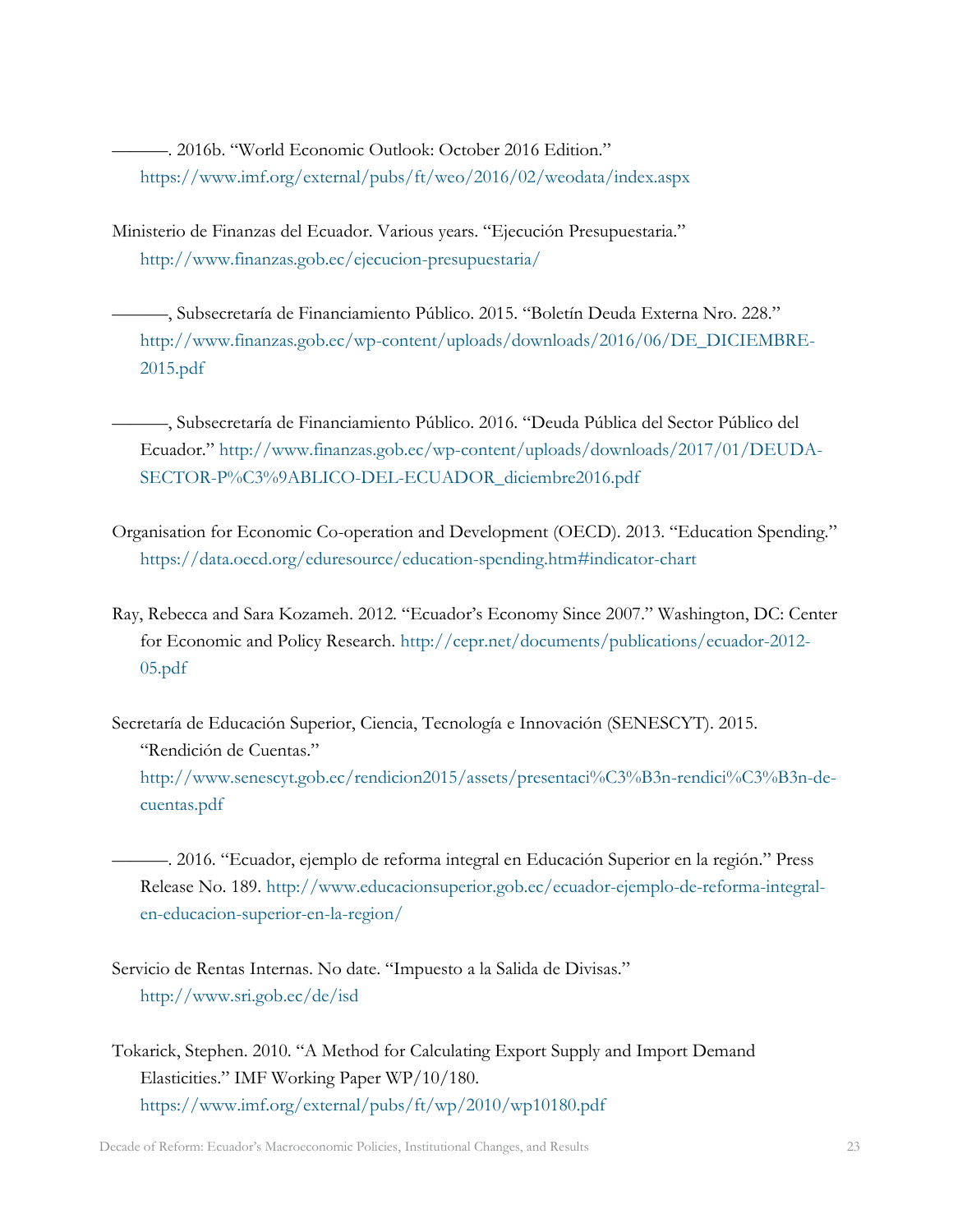———. 2016b. "World Economic Outlook: October 2016 Edition." https://www.imf.org/external/pubs/ft/weo/2016/02/weodata/index.aspx

Ministerio de Finanzas del Ecuador. Various years. "Ejecución Presupuestaria." http://www.finanzas.gob.ec/ejecucion-presupuestaria/

———, Subsecretaría de Financiamiento Público. 2015. "Boletín Deuda Externa Nro. 228." http://www.finanzas.gob.ec/wp-content/uploads/downloads/2016/06/DE_DICIEMBRE-2015.pdf

———, Subsecretaría de Financiamiento Público. 2016. "Deuda Pública del Sector Público del Ecuador." http://www.finanzas.gob.ec/wp-content/uploads/downloads/2017/01/DEUDA-SECTOR-P%C3%9ABLICO-DEL-ECUADOR_diciembre2016.pdf

Organisation for Economic Co-operation and Development (OECD). 2013. "Education Spending." https://data.oecd.org/eduresource/education-spending.htm#indicator-chart

Ray, Rebecca and Sara Kozameh. 2012. "Ecuador's Economy Since 2007." Washington, DC: Center for Economic and Policy Research. http://cepr.net/documents/publications/ecuador-2012-05.pdf

Secretaría de Educación Superior, Ciencia, Tecnología e Innovación (SENESCYT). 2015. "Rendición de Cuentas." http://www.senescyt.gob.ec/rendicion2015/assets/presentaci%C3%B3n-rendici%C3%B3n-de-cuentas.pdf

———. 2016. "Ecuador, ejemplo de reforma integral en Educación Superior en la región." Press Release No. 189. http://www.educacionsuperior.gob.ec/ecuador-ejemplo-de-reforma-integral-en-educacion-superior-en-la-region/

Servicio de Rentas Internas. No date. "Impuesto a la Salida de Divisas." http://www.sri.gob.ec/de/isd

Tokarick, Stephen. 2010. "A Method for Calculating Export Supply and Import Demand Elasticities." IMF Working Paper WP/10/180. https://www.imf.org/external/pubs/ft/wp/2010/wp10180.pdf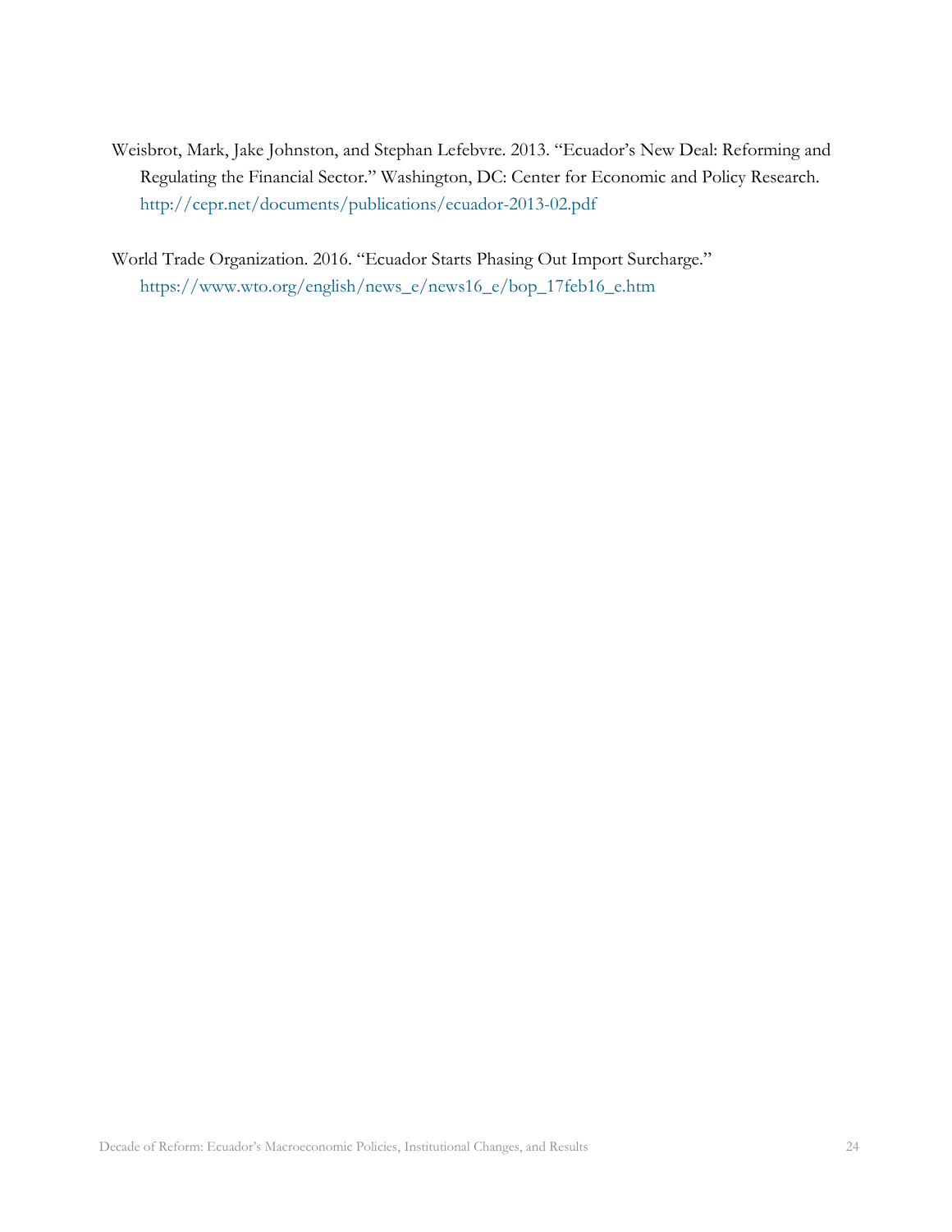Weisbrot, Mark, Jake Johnston, and Stephan Lefebvre. 2013. "Ecuador's New Deal: Reforming and Regulating the Financial Sector." Washington, DC: Center for Economic and Policy Research. http://cepr.net/documents/publications/ecuador-2013-02.pdf

World Trade Organization. 2016. "Ecuador Starts Phasing Out Import Surcharge." https://www.wto.org/english/news_e/news16_e/bop_17feb16_e.htm